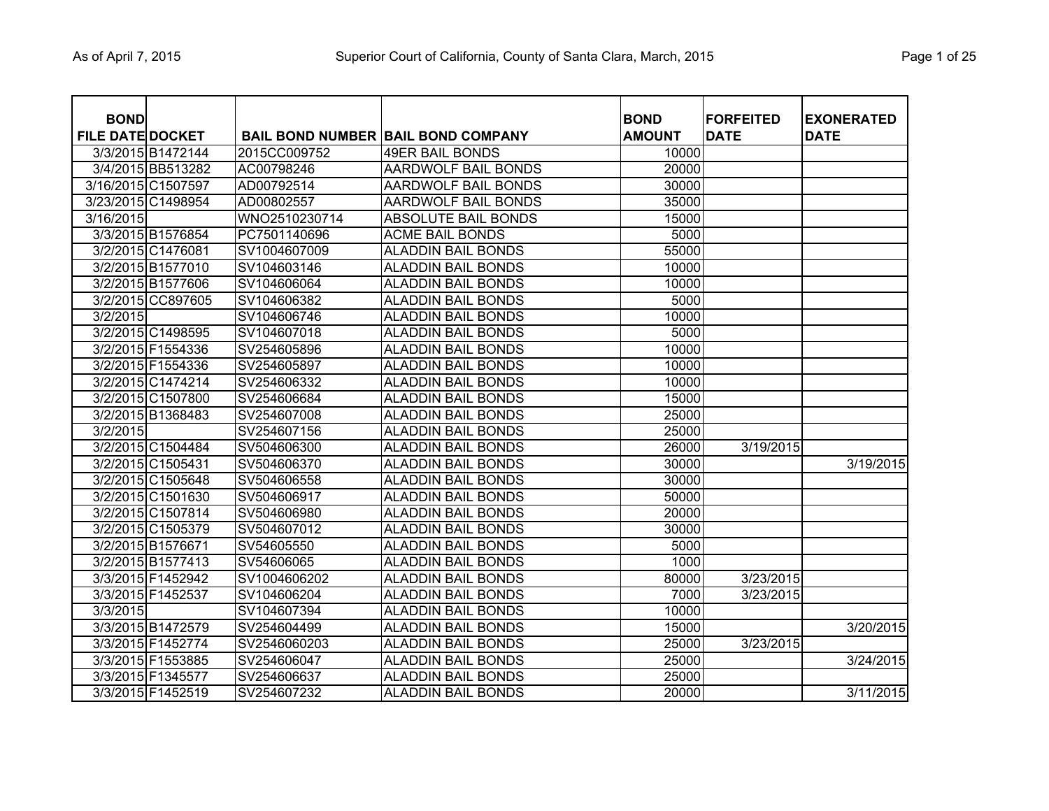| BOND FILE DATE | DOCKET | BAIL BOND NUMBER | BAIL BOND COMPANY | BOND AMOUNT | FORFEITED DATE | EXONERATED DATE |
|---|---|---|---|---|---|---|
| 3/3/2015 | B1472144 | 2015CC009752 | 49ER BAIL BONDS | 10000 | | |
| 3/4/2015 | BB513282 | AC00798246 | AARDWOLF BAIL BONDS | 20000 | | |
| 3/16/2015 | C1507597 | AD00792514 | AARDWOLF BAIL BONDS | 30000 | | |
| 3/23/2015 | C1498954 | AD00802557 | AARDWOLF BAIL BONDS | 35000 | | |
| 3/16/2015 | | WNO2510230714 | ABSOLUTE BAIL BONDS | 15000 | | |
| 3/3/2015 | B1576854 | PC7501140696 | ACME BAIL BONDS | 5000 | | |
| 3/2/2015 | C1476081 | SV1004607009 | ALADDIN BAIL BONDS | 55000 | | |
| 3/2/2015 | B1577010 | SV104603146 | ALADDIN BAIL BONDS | 10000 | | |
| 3/2/2015 | B1577606 | SV104606064 | ALADDIN BAIL BONDS | 10000 | | |
| 3/2/2015 | CC897605 | SV104606382 | ALADDIN BAIL BONDS | 5000 | | |
| 3/2/2015 | | SV104606746 | ALADDIN BAIL BONDS | 10000 | | |
| 3/2/2015 | C1498595 | SV104607018 | ALADDIN BAIL BONDS | 5000 | | |
| 3/2/2015 | F1554336 | SV254605896 | ALADDIN BAIL BONDS | 10000 | | |
| 3/2/2015 | F1554336 | SV254605897 | ALADDIN BAIL BONDS | 10000 | | |
| 3/2/2015 | C1474214 | SV254606332 | ALADDIN BAIL BONDS | 10000 | | |
| 3/2/2015 | C1507800 | SV254606684 | ALADDIN BAIL BONDS | 15000 | | |
| 3/2/2015 | B1368483 | SV254607008 | ALADDIN BAIL BONDS | 25000 | | |
| 3/2/2015 | | SV254607156 | ALADDIN BAIL BONDS | 25000 | | |
| 3/2/2015 | C1504484 | SV504606300 | ALADDIN BAIL BONDS | 26000 | 3/19/2015 | |
| 3/2/2015 | C1505431 | SV504606370 | ALADDIN BAIL BONDS | 30000 | | 3/19/2015 |
| 3/2/2015 | C1505648 | SV504606558 | ALADDIN BAIL BONDS | 30000 | | |
| 3/2/2015 | C1501630 | SV504606917 | ALADDIN BAIL BONDS | 50000 | | |
| 3/2/2015 | C1507814 | SV504606980 | ALADDIN BAIL BONDS | 20000 | | |
| 3/2/2015 | C1505379 | SV504607012 | ALADDIN BAIL BONDS | 30000 | | |
| 3/2/2015 | B1576671 | SV54605550 | ALADDIN BAIL BONDS | 5000 | | |
| 3/2/2015 | B1577413 | SV54606065 | ALADDIN BAIL BONDS | 1000 | | |
| 3/3/2015 | F1452942 | SV1004606202 | ALADDIN BAIL BONDS | 80000 | 3/23/2015 | |
| 3/3/2015 | F1452537 | SV104606204 | ALADDIN BAIL BONDS | 7000 | 3/23/2015 | |
| 3/3/2015 | | SV104607394 | ALADDIN BAIL BONDS | 10000 | | |
| 3/3/2015 | B1472579 | SV254604499 | ALADDIN BAIL BONDS | 15000 | | 3/20/2015 |
| 3/3/2015 | F1452774 | SV2546060203 | ALADDIN BAIL BONDS | 25000 | 3/23/2015 | |
| 3/3/2015 | F1553885 | SV254606047 | ALADDIN BAIL BONDS | 25000 | | 3/24/2015 |
| 3/3/2015 | F1345577 | SV254606637 | ALADDIN BAIL BONDS | 25000 | | |
| 3/3/2015 | F1452519 | SV254607232 | ALADDIN BAIL BONDS | 20000 | | 3/11/2015 |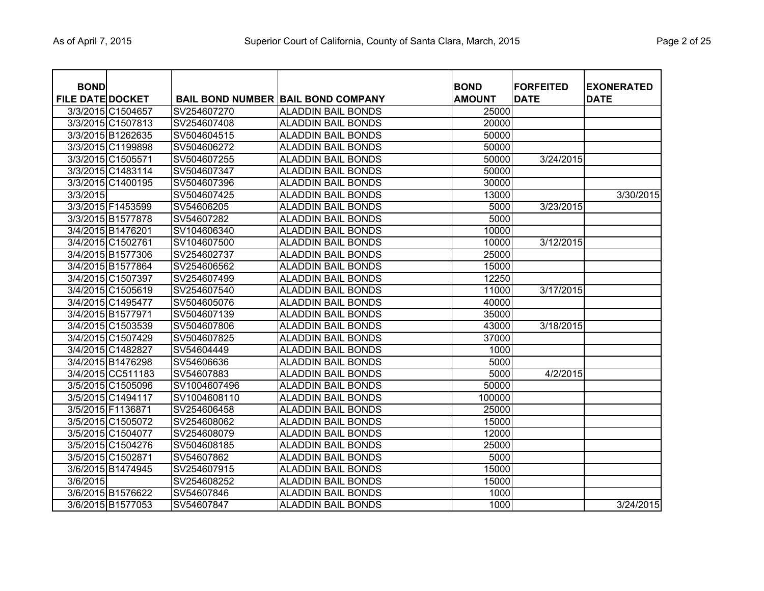| BOND FILE DATE | DOCKET | BAIL BOND NUMBER | BAIL BOND COMPANY | BOND AMOUNT | FORFEITED DATE | EXONERATED DATE |
|---|---|---|---|---|---|---|
| 3/3/2015 | C1504657 | SV254607270 | ALADDIN BAIL BONDS | 25000 | | |
| 3/3/2015 | C1507813 | SV254607408 | ALADDIN BAIL BONDS | 20000 | | |
| 3/3/2015 | B1262635 | SV504604515 | ALADDIN BAIL BONDS | 50000 | | |
| 3/3/2015 | C1199898 | SV504606272 | ALADDIN BAIL BONDS | 50000 | | |
| 3/3/2015 | C1505571 | SV504607255 | ALADDIN BAIL BONDS | 50000 | 3/24/2015 | |
| 3/3/2015 | C1483114 | SV504607347 | ALADDIN BAIL BONDS | 50000 | | |
| 3/3/2015 | C1400195 | SV504607396 | ALADDIN BAIL BONDS | 30000 | | |
| 3/3/2015 | | SV504607425 | ALADDIN BAIL BONDS | 13000 | | 3/30/2015 |
| 3/3/2015 | F1453599 | SV54606205 | ALADDIN BAIL BONDS | 5000 | 3/23/2015 | |
| 3/3/2015 | B1577878 | SV54607282 | ALADDIN BAIL BONDS | 5000 | | |
| 3/4/2015 | B1476201 | SV104606340 | ALADDIN BAIL BONDS | 10000 | | |
| 3/4/2015 | C1502761 | SV104607500 | ALADDIN BAIL BONDS | 10000 | 3/12/2015 | |
| 3/4/2015 | B1577306 | SV254602737 | ALADDIN BAIL BONDS | 25000 | | |
| 3/4/2015 | B1577864 | SV254606562 | ALADDIN BAIL BONDS | 15000 | | |
| 3/4/2015 | C1507397 | SV254607499 | ALADDIN BAIL BONDS | 12250 | | |
| 3/4/2015 | C1505619 | SV254607540 | ALADDIN BAIL BONDS | 11000 | 3/17/2015 | |
| 3/4/2015 | C1495477 | SV504605076 | ALADDIN BAIL BONDS | 40000 | | |
| 3/4/2015 | B1577971 | SV504607139 | ALADDIN BAIL BONDS | 35000 | | |
| 3/4/2015 | C1503539 | SV504607806 | ALADDIN BAIL BONDS | 43000 | 3/18/2015 | |
| 3/4/2015 | C1507429 | SV504607825 | ALADDIN BAIL BONDS | 37000 | | |
| 3/4/2015 | C1482827 | SV54604449 | ALADDIN BAIL BONDS | 1000 | | |
| 3/4/2015 | B1476298 | SV54606636 | ALADDIN BAIL BONDS | 5000 | | |
| 3/4/2015 | CC511183 | SV54607883 | ALADDIN BAIL BONDS | 5000 | 4/2/2015 | |
| 3/5/2015 | C1505096 | SV1004607496 | ALADDIN BAIL BONDS | 50000 | | |
| 3/5/2015 | C1494117 | SV1004608110 | ALADDIN BAIL BONDS | 100000 | | |
| 3/5/2015 | F1136871 | SV254606458 | ALADDIN BAIL BONDS | 25000 | | |
| 3/5/2015 | C1505072 | SV254608062 | ALADDIN BAIL BONDS | 15000 | | |
| 3/5/2015 | C1504077 | SV254608079 | ALADDIN BAIL BONDS | 12000 | | |
| 3/5/2015 | C1504276 | SV504608185 | ALADDIN BAIL BONDS | 25000 | | |
| 3/5/2015 | C1502871 | SV54607862 | ALADDIN BAIL BONDS | 5000 | | |
| 3/6/2015 | B1474945 | SV254607915 | ALADDIN BAIL BONDS | 15000 | | |
| 3/6/2015 | | SV254608252 | ALADDIN BAIL BONDS | 15000 | | |
| 3/6/2015 | B1576622 | SV54607846 | ALADDIN BAIL BONDS | 1000 | | |
| 3/6/2015 | B1577053 | SV54607847 | ALADDIN BAIL BONDS | 1000 | | 3/24/2015 |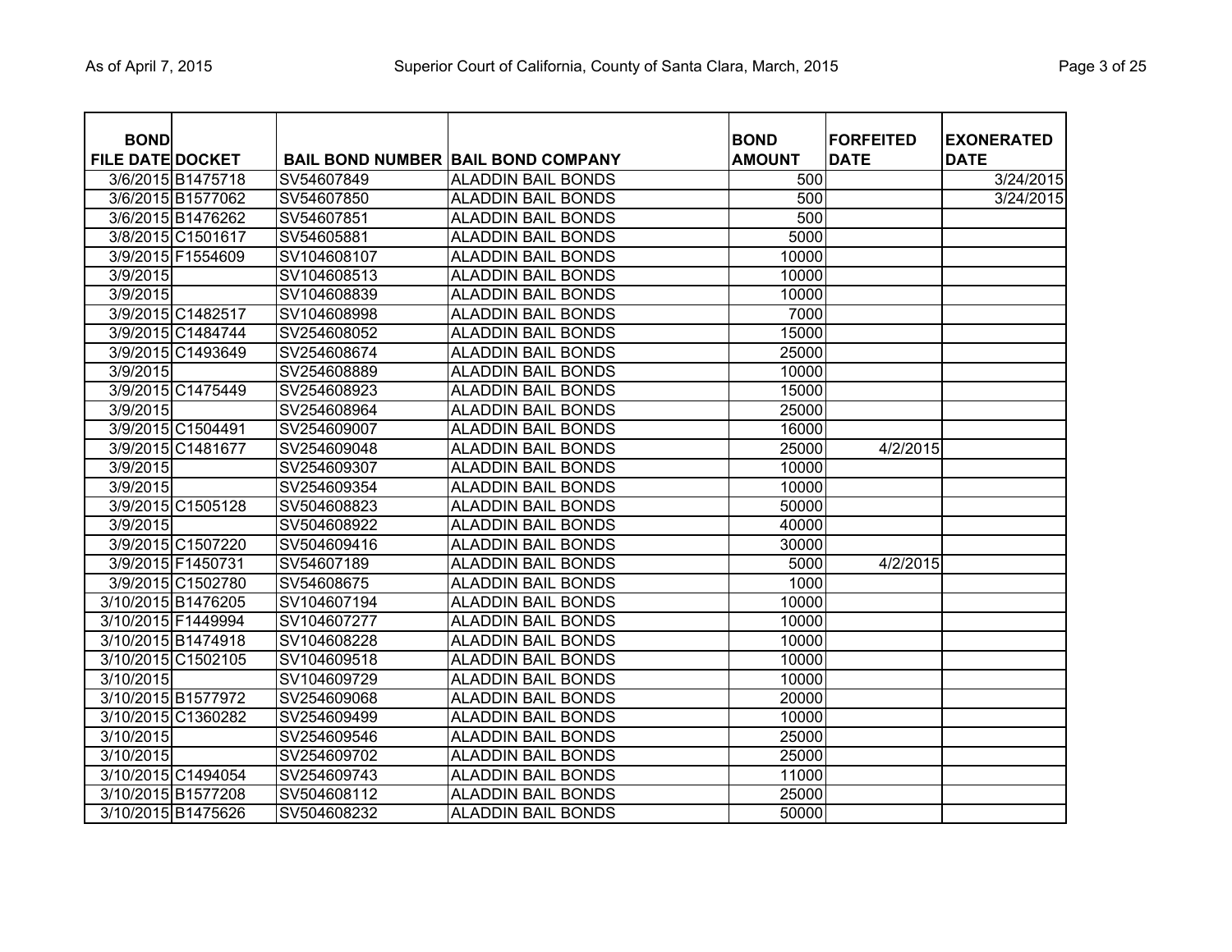| BOND FILE DATE | DOCKET | BAIL BOND NUMBER | BAIL BOND COMPANY | BOND AMOUNT | FORFEITED DATE | EXONERATED DATE |
|---|---|---|---|---|---|---|
| 3/6/2015 | B1475718 | SV54607849 | ALADDIN BAIL BONDS | 500 | | 3/24/2015 |
| 3/6/2015 | B1577062 | SV54607850 | ALADDIN BAIL BONDS | 500 | | 3/24/2015 |
| 3/6/2015 | B1476262 | SV54607851 | ALADDIN BAIL BONDS | 500 | | |
| 3/8/2015 | C1501617 | SV54605881 | ALADDIN BAIL BONDS | 5000 | | |
| 3/9/2015 | F1554609 | SV104608107 | ALADDIN BAIL BONDS | 10000 | | |
| 3/9/2015 | | SV104608513 | ALADDIN BAIL BONDS | 10000 | | |
| 3/9/2015 | | SV104608839 | ALADDIN BAIL BONDS | 10000 | | |
| 3/9/2015 | C1482517 | SV104608998 | ALADDIN BAIL BONDS | 7000 | | |
| 3/9/2015 | C1484744 | SV254608052 | ALADDIN BAIL BONDS | 15000 | | |
| 3/9/2015 | C1493649 | SV254608674 | ALADDIN BAIL BONDS | 25000 | | |
| 3/9/2015 | | SV254608889 | ALADDIN BAIL BONDS | 10000 | | |
| 3/9/2015 | C1475449 | SV254608923 | ALADDIN BAIL BONDS | 15000 | | |
| 3/9/2015 | | SV254608964 | ALADDIN BAIL BONDS | 25000 | | |
| 3/9/2015 | C1504491 | SV254609007 | ALADDIN BAIL BONDS | 16000 | | |
| 3/9/2015 | C1481677 | SV254609048 | ALADDIN BAIL BONDS | 25000 | 4/2/2015 | |
| 3/9/2015 | | SV254609307 | ALADDIN BAIL BONDS | 10000 | | |
| 3/9/2015 | | SV254609354 | ALADDIN BAIL BONDS | 10000 | | |
| 3/9/2015 | C1505128 | SV504608823 | ALADDIN BAIL BONDS | 50000 | | |
| 3/9/2015 | | SV504608922 | ALADDIN BAIL BONDS | 40000 | | |
| 3/9/2015 | C1507220 | SV504609416 | ALADDIN BAIL BONDS | 30000 | | |
| 3/9/2015 | F1450731 | SV54607189 | ALADDIN BAIL BONDS | 5000 | 4/2/2015 | |
| 3/9/2015 | C1502780 | SV54608675 | ALADDIN BAIL BONDS | 1000 | | |
| 3/10/2015 | B1476205 | SV104607194 | ALADDIN BAIL BONDS | 10000 | | |
| 3/10/2015 | F1449994 | SV104607277 | ALADDIN BAIL BONDS | 10000 | | |
| 3/10/2015 | B1474918 | SV104608228 | ALADDIN BAIL BONDS | 10000 | | |
| 3/10/2015 | C1502105 | SV104609518 | ALADDIN BAIL BONDS | 10000 | | |
| 3/10/2015 | | SV104609729 | ALADDIN BAIL BONDS | 10000 | | |
| 3/10/2015 | B1577972 | SV254609068 | ALADDIN BAIL BONDS | 20000 | | |
| 3/10/2015 | C1360282 | SV254609499 | ALADDIN BAIL BONDS | 10000 | | |
| 3/10/2015 | | SV254609546 | ALADDIN BAIL BONDS | 25000 | | |
| 3/10/2015 | | SV254609702 | ALADDIN BAIL BONDS | 25000 | | |
| 3/10/2015 | C1494054 | SV254609743 | ALADDIN BAIL BONDS | 11000 | | |
| 3/10/2015 | B1577208 | SV504608112 | ALADDIN BAIL BONDS | 25000 | | |
| 3/10/2015 | B1475626 | SV504608232 | ALADDIN BAIL BONDS | 50000 | | |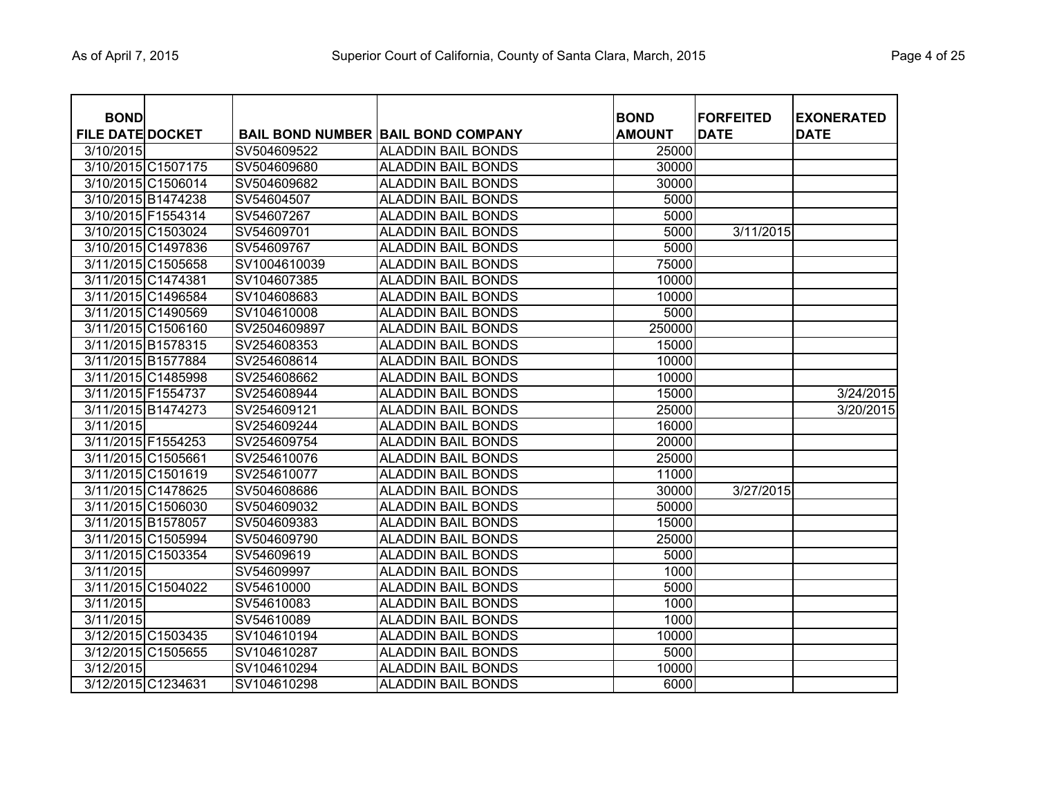| BOND FILE DATE | DOCKET | BAIL BOND NUMBER | BAIL BOND COMPANY | BOND AMOUNT | FORFEITED DATE | EXONERATED DATE |
|---|---|---|---|---|---|---|
| 3/10/2015 | | SV504609522 | ALADDIN BAIL BONDS | 25000 | | |
| 3/10/2015 | C1507175 | SV504609680 | ALADDIN BAIL BONDS | 30000 | | |
| 3/10/2015 | C1506014 | SV504609682 | ALADDIN BAIL BONDS | 30000 | | |
| 3/10/2015 | B1474238 | SV54604507 | ALADDIN BAIL BONDS | 5000 | | |
| 3/10/2015 | F1554314 | SV54607267 | ALADDIN BAIL BONDS | 5000 | | |
| 3/10/2015 | C1503024 | SV54609701 | ALADDIN BAIL BONDS | 5000 | 3/11/2015 | |
| 3/10/2015 | C1497836 | SV54609767 | ALADDIN BAIL BONDS | 5000 | | |
| 3/11/2015 | C1505658 | SV1004610039 | ALADDIN BAIL BONDS | 75000 | | |
| 3/11/2015 | C1474381 | SV104607385 | ALADDIN BAIL BONDS | 10000 | | |
| 3/11/2015 | C1496584 | SV104608683 | ALADDIN BAIL BONDS | 10000 | | |
| 3/11/2015 | C1490569 | SV104610008 | ALADDIN BAIL BONDS | 5000 | | |
| 3/11/2015 | C1506160 | SV2504609897 | ALADDIN BAIL BONDS | 250000 | | |
| 3/11/2015 | B1578315 | SV254608353 | ALADDIN BAIL BONDS | 15000 | | |
| 3/11/2015 | B1577884 | SV254608614 | ALADDIN BAIL BONDS | 10000 | | |
| 3/11/2015 | C1485998 | SV254608662 | ALADDIN BAIL BONDS | 10000 | | |
| 3/11/2015 | F1554737 | SV254608944 | ALADDIN BAIL BONDS | 15000 | | 3/24/2015 |
| 3/11/2015 | B1474273 | SV254609121 | ALADDIN BAIL BONDS | 25000 | | 3/20/2015 |
| 3/11/2015 | | SV254609244 | ALADDIN BAIL BONDS | 16000 | | |
| 3/11/2015 | F1554253 | SV254609754 | ALADDIN BAIL BONDS | 20000 | | |
| 3/11/2015 | C1505661 | SV254610076 | ALADDIN BAIL BONDS | 25000 | | |
| 3/11/2015 | C1501619 | SV254610077 | ALADDIN BAIL BONDS | 11000 | | |
| 3/11/2015 | C1478625 | SV504608686 | ALADDIN BAIL BONDS | 30000 | 3/27/2015 | |
| 3/11/2015 | C1506030 | SV504609032 | ALADDIN BAIL BONDS | 50000 | | |
| 3/11/2015 | B1578057 | SV504609383 | ALADDIN BAIL BONDS | 15000 | | |
| 3/11/2015 | C1505994 | SV504609790 | ALADDIN BAIL BONDS | 25000 | | |
| 3/11/2015 | C1503354 | SV54609619 | ALADDIN BAIL BONDS | 5000 | | |
| 3/11/2015 | | SV54609997 | ALADDIN BAIL BONDS | 1000 | | |
| 3/11/2015 | C1504022 | SV54610000 | ALADDIN BAIL BONDS | 5000 | | |
| 3/11/2015 | | SV54610083 | ALADDIN BAIL BONDS | 1000 | | |
| 3/11/2015 | | SV54610089 | ALADDIN BAIL BONDS | 1000 | | |
| 3/12/2015 | C1503435 | SV104610194 | ALADDIN BAIL BONDS | 10000 | | |
| 3/12/2015 | C1505655 | SV104610287 | ALADDIN BAIL BONDS | 5000 | | |
| 3/12/2015 | | SV104610294 | ALADDIN BAIL BONDS | 10000 | | |
| 3/12/2015 | C1234631 | SV104610298 | ALADDIN BAIL BONDS | 6000 | | |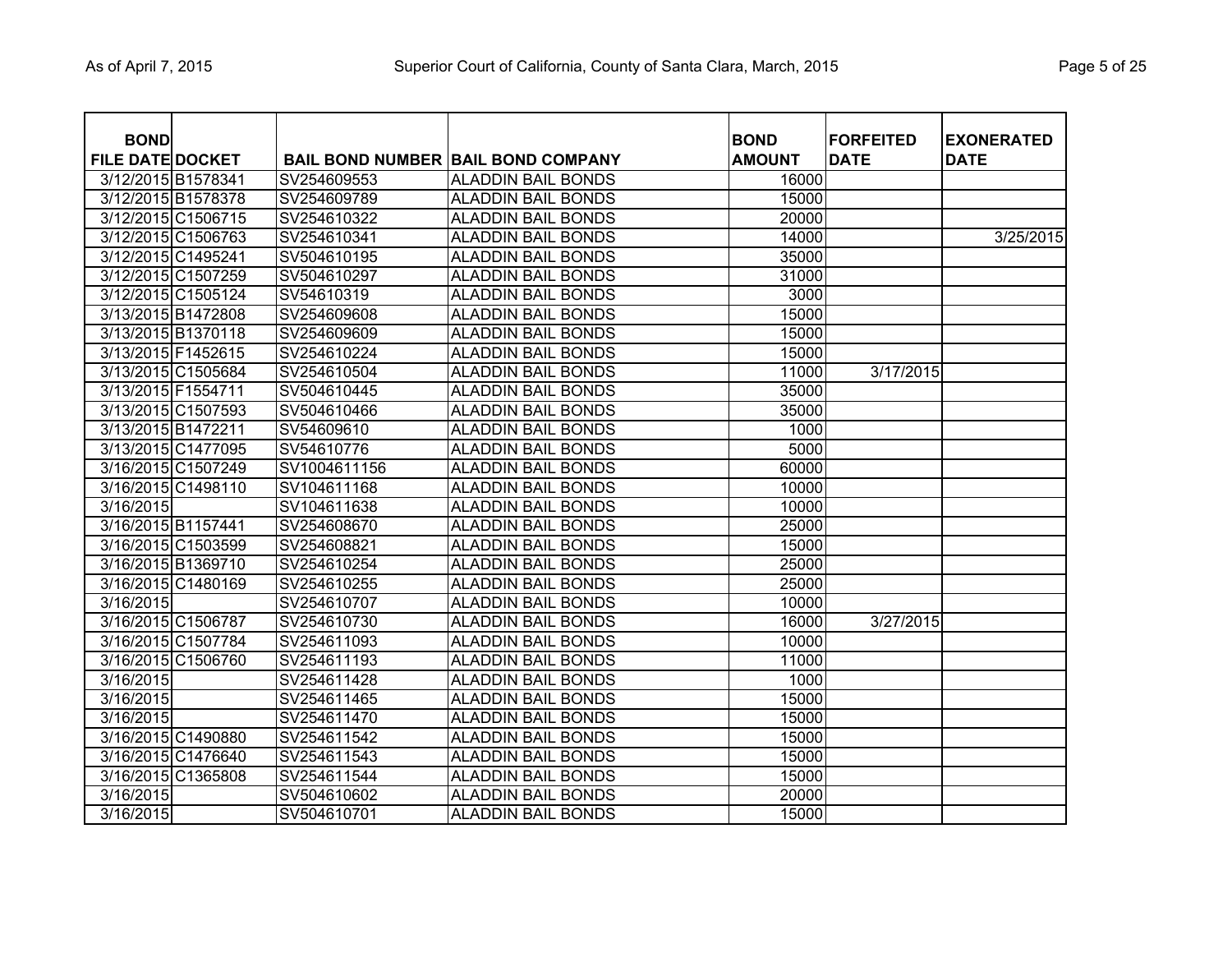| BOND FILE DATE | DOCKET | BAIL BOND NUMBER | BAIL BOND COMPANY | BOND AMOUNT | FORFEITED DATE | EXONERATED DATE |
|---|---|---|---|---|---|---|
| 3/12/2015 | B1578341 | SV254609553 | ALADDIN BAIL BONDS | 16000 | | |
| 3/12/2015 | B1578378 | SV254609789 | ALADDIN BAIL BONDS | 15000 | | |
| 3/12/2015 | C1506715 | SV254610322 | ALADDIN BAIL BONDS | 20000 | | |
| 3/12/2015 | C1506763 | SV254610341 | ALADDIN BAIL BONDS | 14000 | | 3/25/2015 |
| 3/12/2015 | C1495241 | SV504610195 | ALADDIN BAIL BONDS | 35000 | | |
| 3/12/2015 | C1507259 | SV504610297 | ALADDIN BAIL BONDS | 31000 | | |
| 3/12/2015 | C1505124 | SV54610319 | ALADDIN BAIL BONDS | 3000 | | |
| 3/13/2015 | B1472808 | SV254609608 | ALADDIN BAIL BONDS | 15000 | | |
| 3/13/2015 | B1370118 | SV254609609 | ALADDIN BAIL BONDS | 15000 | | |
| 3/13/2015 | F1452615 | SV254610224 | ALADDIN BAIL BONDS | 15000 | | |
| 3/13/2015 | C1505684 | SV254610504 | ALADDIN BAIL BONDS | 11000 | 3/17/2015 | |
| 3/13/2015 | F1554711 | SV504610445 | ALADDIN BAIL BONDS | 35000 | | |
| 3/13/2015 | C1507593 | SV504610466 | ALADDIN BAIL BONDS | 35000 | | |
| 3/13/2015 | B1472211 | SV54609610 | ALADDIN BAIL BONDS | 1000 | | |
| 3/13/2015 | C1477095 | SV54610776 | ALADDIN BAIL BONDS | 5000 | | |
| 3/16/2015 | C1507249 | SV1004611156 | ALADDIN BAIL BONDS | 60000 | | |
| 3/16/2015 | C1498110 | SV104611168 | ALADDIN BAIL BONDS | 10000 | | |
| 3/16/2015 | | SV104611638 | ALADDIN BAIL BONDS | 10000 | | |
| 3/16/2015 | B1157441 | SV254608670 | ALADDIN BAIL BONDS | 25000 | | |
| 3/16/2015 | C1503599 | SV254608821 | ALADDIN BAIL BONDS | 15000 | | |
| 3/16/2015 | B1369710 | SV254610254 | ALADDIN BAIL BONDS | 25000 | | |
| 3/16/2015 | C1480169 | SV254610255 | ALADDIN BAIL BONDS | 25000 | | |
| 3/16/2015 | | SV254610707 | ALADDIN BAIL BONDS | 10000 | | |
| 3/16/2015 | C1506787 | SV254610730 | ALADDIN BAIL BONDS | 16000 | 3/27/2015 | |
| 3/16/2015 | C1507784 | SV254611093 | ALADDIN BAIL BONDS | 10000 | | |
| 3/16/2015 | C1506760 | SV254611193 | ALADDIN BAIL BONDS | 11000 | | |
| 3/16/2015 | | SV254611428 | ALADDIN BAIL BONDS | 1000 | | |
| 3/16/2015 | | SV254611465 | ALADDIN BAIL BONDS | 15000 | | |
| 3/16/2015 | | SV254611470 | ALADDIN BAIL BONDS | 15000 | | |
| 3/16/2015 | C1490880 | SV254611542 | ALADDIN BAIL BONDS | 15000 | | |
| 3/16/2015 | C1476640 | SV254611543 | ALADDIN BAIL BONDS | 15000 | | |
| 3/16/2015 | C1365808 | SV254611544 | ALADDIN BAIL BONDS | 15000 | | |
| 3/16/2015 | | SV504610602 | ALADDIN BAIL BONDS | 20000 | | |
| 3/16/2015 | | SV504610701 | ALADDIN BAIL BONDS | 15000 | | |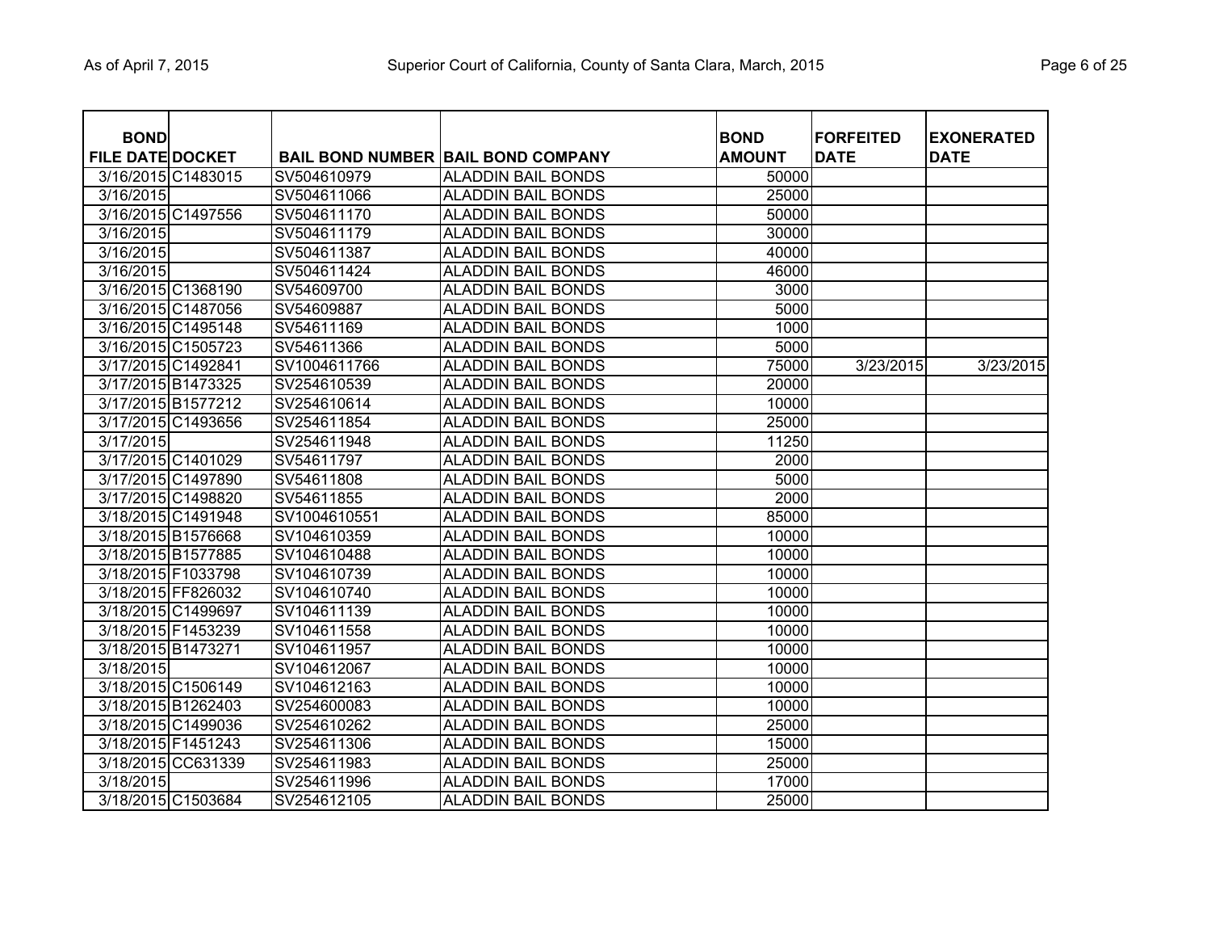| BOND FILE DATE | DOCKET | BAIL BOND NUMBER | BAIL BOND COMPANY | BOND AMOUNT | FORFEITED DATE | EXONERATED DATE |
|---|---|---|---|---|---|---|
| 3/16/2015 | C1483015 | SV504610979 | ALADDIN BAIL BONDS | 50000 | | |
| 3/16/2015 | | SV504611066 | ALADDIN BAIL BONDS | 25000 | | |
| 3/16/2015 | C1497556 | SV504611170 | ALADDIN BAIL BONDS | 50000 | | |
| 3/16/2015 | | SV504611179 | ALADDIN BAIL BONDS | 30000 | | |
| 3/16/2015 | | SV504611387 | ALADDIN BAIL BONDS | 40000 | | |
| 3/16/2015 | | SV504611424 | ALADDIN BAIL BONDS | 46000 | | |
| 3/16/2015 | C1368190 | SV54609700 | ALADDIN BAIL BONDS | 3000 | | |
| 3/16/2015 | C1487056 | SV54609887 | ALADDIN BAIL BONDS | 5000 | | |
| 3/16/2015 | C1495148 | SV54611169 | ALADDIN BAIL BONDS | 1000 | | |
| 3/16/2015 | C1505723 | SV54611366 | ALADDIN BAIL BONDS | 5000 | | |
| 3/17/2015 | C1492841 | SV1004611766 | ALADDIN BAIL BONDS | 75000 | 3/23/2015 | 3/23/2015 |
| 3/17/2015 | B1473325 | SV254610539 | ALADDIN BAIL BONDS | 20000 | | |
| 3/17/2015 | B1577212 | SV254610614 | ALADDIN BAIL BONDS | 10000 | | |
| 3/17/2015 | C1493656 | SV254611854 | ALADDIN BAIL BONDS | 25000 | | |
| 3/17/2015 | | SV254611948 | ALADDIN BAIL BONDS | 11250 | | |
| 3/17/2015 | C1401029 | SV54611797 | ALADDIN BAIL BONDS | 2000 | | |
| 3/17/2015 | C1497890 | SV54611808 | ALADDIN BAIL BONDS | 5000 | | |
| 3/17/2015 | C1498820 | SV54611855 | ALADDIN BAIL BONDS | 2000 | | |
| 3/18/2015 | C1491948 | SV1004610551 | ALADDIN BAIL BONDS | 85000 | | |
| 3/18/2015 | B1576668 | SV104610359 | ALADDIN BAIL BONDS | 10000 | | |
| 3/18/2015 | B1577885 | SV104610488 | ALADDIN BAIL BONDS | 10000 | | |
| 3/18/2015 | F1033798 | SV104610739 | ALADDIN BAIL BONDS | 10000 | | |
| 3/18/2015 | FF826032 | SV104610740 | ALADDIN BAIL BONDS | 10000 | | |
| 3/18/2015 | C1499697 | SV104611139 | ALADDIN BAIL BONDS | 10000 | | |
| 3/18/2015 | F1453239 | SV104611558 | ALADDIN BAIL BONDS | 10000 | | |
| 3/18/2015 | B1473271 | SV104611957 | ALADDIN BAIL BONDS | 10000 | | |
| 3/18/2015 | | SV104612067 | ALADDIN BAIL BONDS | 10000 | | |
| 3/18/2015 | C1506149 | SV104612163 | ALADDIN BAIL BONDS | 10000 | | |
| 3/18/2015 | B1262403 | SV254600083 | ALADDIN BAIL BONDS | 10000 | | |
| 3/18/2015 | C1499036 | SV254610262 | ALADDIN BAIL BONDS | 25000 | | |
| 3/18/2015 | F1451243 | SV254611306 | ALADDIN BAIL BONDS | 15000 | | |
| 3/18/2015 | CC631339 | SV254611983 | ALADDIN BAIL BONDS | 25000 | | |
| 3/18/2015 | | SV254611996 | ALADDIN BAIL BONDS | 17000 | | |
| 3/18/2015 | C1503684 | SV254612105 | ALADDIN BAIL BONDS | 25000 | | |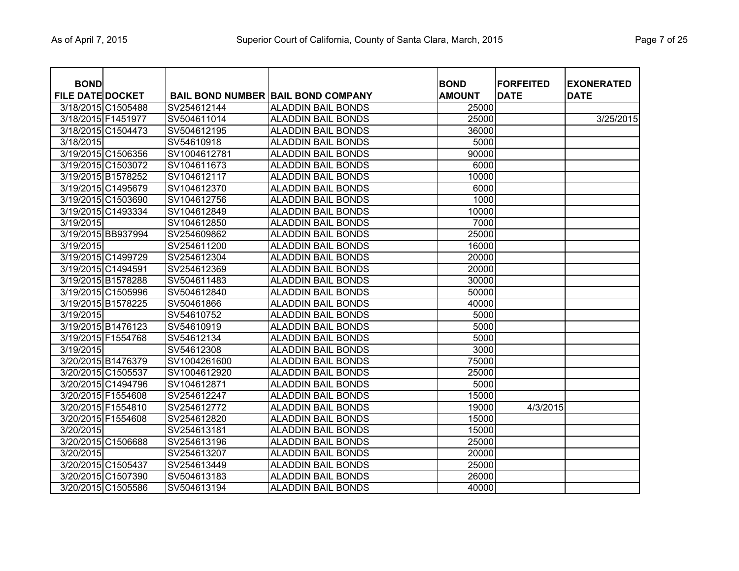| BOND FILE DATE | DOCKET | BAIL BOND NUMBER | BAIL BOND COMPANY | BOND AMOUNT | FORFEITED DATE | EXONERATED DATE |
|---|---|---|---|---|---|---|
| 3/18/2015 | C1505488 | SV254612144 | ALADDIN BAIL BONDS | 25000 | | |
| 3/18/2015 | F1451977 | SV504611014 | ALADDIN BAIL BONDS | 25000 | | 3/25/2015 |
| 3/18/2015 | C1504473 | SV504612195 | ALADDIN BAIL BONDS | 36000 | | |
| 3/18/2015 | | SV54610918 | ALADDIN BAIL BONDS | 5000 | | |
| 3/19/2015 | C1506356 | SV1004612781 | ALADDIN BAIL BONDS | 90000 | | |
| 3/19/2015 | C1503072 | SV104611673 | ALADDIN BAIL BONDS | 6000 | | |
| 3/19/2015 | B1578252 | SV104612117 | ALADDIN BAIL BONDS | 10000 | | |
| 3/19/2015 | C1495679 | SV104612370 | ALADDIN BAIL BONDS | 6000 | | |
| 3/19/2015 | C1503690 | SV104612756 | ALADDIN BAIL BONDS | 1000 | | |
| 3/19/2015 | C1493334 | SV104612849 | ALADDIN BAIL BONDS | 10000 | | |
| 3/19/2015 | | SV104612850 | ALADDIN BAIL BONDS | 7000 | | |
| 3/19/2015 | BB937994 | SV254609862 | ALADDIN BAIL BONDS | 25000 | | |
| 3/19/2015 | | SV254611200 | ALADDIN BAIL BONDS | 16000 | | |
| 3/19/2015 | C1499729 | SV254612304 | ALADDIN BAIL BONDS | 20000 | | |
| 3/19/2015 | C1494591 | SV254612369 | ALADDIN BAIL BONDS | 20000 | | |
| 3/19/2015 | B1578288 | SV504611483 | ALADDIN BAIL BONDS | 30000 | | |
| 3/19/2015 | C1505996 | SV504612840 | ALADDIN BAIL BONDS | 50000 | | |
| 3/19/2015 | B1578225 | SV50461866 | ALADDIN BAIL BONDS | 40000 | | |
| 3/19/2015 | | SV54610752 | ALADDIN BAIL BONDS | 5000 | | |
| 3/19/2015 | B1476123 | SV54610919 | ALADDIN BAIL BONDS | 5000 | | |
| 3/19/2015 | F1554768 | SV54612134 | ALADDIN BAIL BONDS | 5000 | | |
| 3/19/2015 | | SV54612308 | ALADDIN BAIL BONDS | 3000 | | |
| 3/20/2015 | B1476379 | SV1004261600 | ALADDIN BAIL BONDS | 75000 | | |
| 3/20/2015 | C1505537 | SV1004612920 | ALADDIN BAIL BONDS | 25000 | | |
| 3/20/2015 | C1494796 | SV104612871 | ALADDIN BAIL BONDS | 5000 | | |
| 3/20/2015 | F1554608 | SV254612247 | ALADDIN BAIL BONDS | 15000 | | |
| 3/20/2015 | F1554810 | SV254612772 | ALADDIN BAIL BONDS | 19000 | 4/3/2015 | |
| 3/20/2015 | F1554608 | SV254612820 | ALADDIN BAIL BONDS | 15000 | | |
| 3/20/2015 | | SV254613181 | ALADDIN BAIL BONDS | 15000 | | |
| 3/20/2015 | C1506688 | SV254613196 | ALADDIN BAIL BONDS | 25000 | | |
| 3/20/2015 | | SV254613207 | ALADDIN BAIL BONDS | 20000 | | |
| 3/20/2015 | C1505437 | SV254613449 | ALADDIN BAIL BONDS | 25000 | | |
| 3/20/2015 | C1507390 | SV504613183 | ALADDIN BAIL BONDS | 26000 | | |
| 3/20/2015 | C1505586 | SV504613194 | ALADDIN BAIL BONDS | 40000 | | |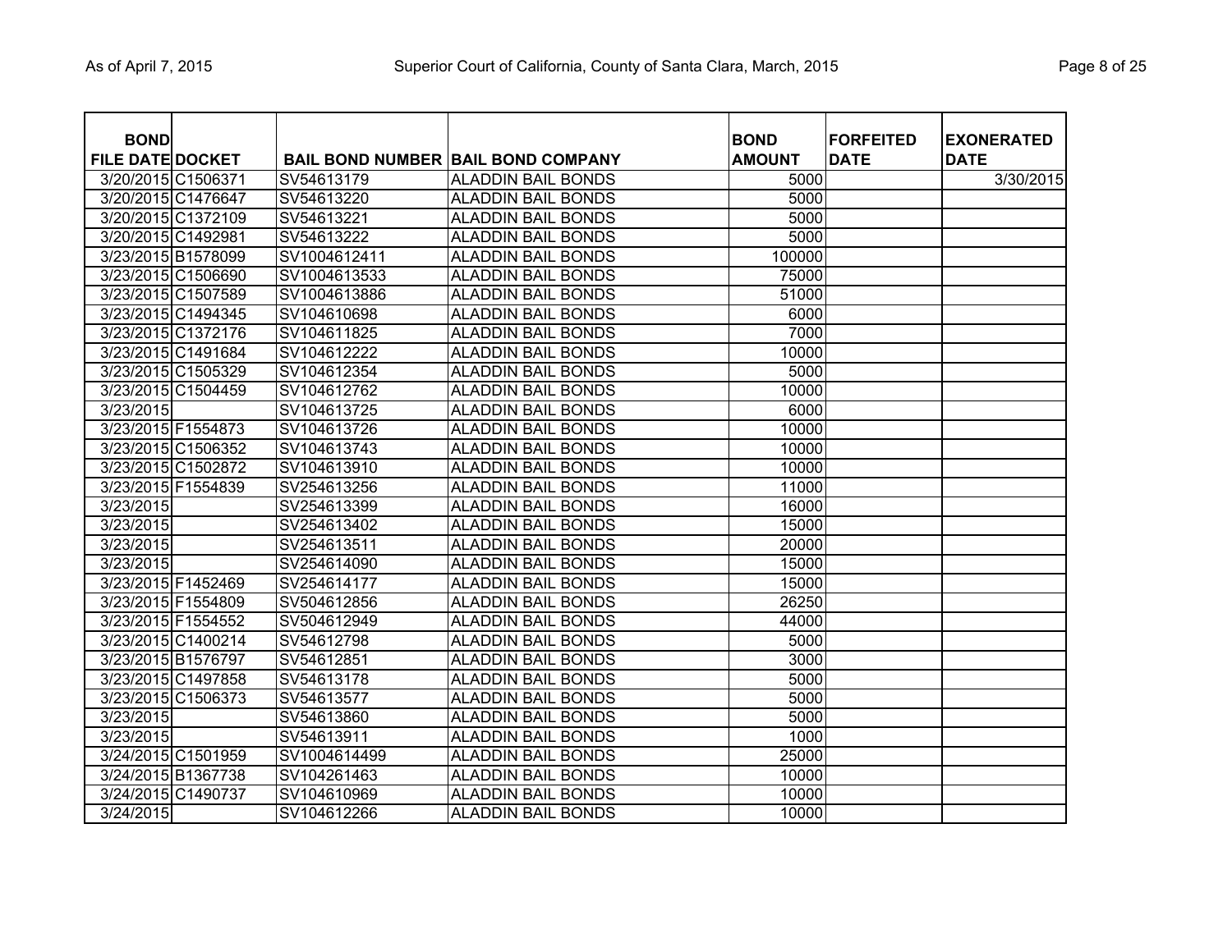| BOND FILE DATE | DOCKET | BAIL BOND NUMBER | BAIL BOND COMPANY | BOND AMOUNT | FORFEITED DATE | EXONERATED DATE |
|---|---|---|---|---|---|---|
| 3/20/2015 | C1506371 | SV54613179 | ALADDIN BAIL BONDS | 5000 | | 3/30/2015 |
| 3/20/2015 | C1476647 | SV54613220 | ALADDIN BAIL BONDS | 5000 | | |
| 3/20/2015 | C1372109 | SV54613221 | ALADDIN BAIL BONDS | 5000 | | |
| 3/20/2015 | C1492981 | SV54613222 | ALADDIN BAIL BONDS | 5000 | | |
| 3/23/2015 | B1578099 | SV1004612411 | ALADDIN BAIL BONDS | 100000 | | |
| 3/23/2015 | C1506690 | SV1004613533 | ALADDIN BAIL BONDS | 75000 | | |
| 3/23/2015 | C1507589 | SV1004613886 | ALADDIN BAIL BONDS | 51000 | | |
| 3/23/2015 | C1494345 | SV104610698 | ALADDIN BAIL BONDS | 6000 | | |
| 3/23/2015 | C1372176 | SV104611825 | ALADDIN BAIL BONDS | 7000 | | |
| 3/23/2015 | C1491684 | SV104612222 | ALADDIN BAIL BONDS | 10000 | | |
| 3/23/2015 | C1505329 | SV104612354 | ALADDIN BAIL BONDS | 5000 | | |
| 3/23/2015 | C1504459 | SV104612762 | ALADDIN BAIL BONDS | 10000 | | |
| 3/23/2015 | | SV104613725 | ALADDIN BAIL BONDS | 6000 | | |
| 3/23/2015 | F1554873 | SV104613726 | ALADDIN BAIL BONDS | 10000 | | |
| 3/23/2015 | C1506352 | SV104613743 | ALADDIN BAIL BONDS | 10000 | | |
| 3/23/2015 | C1502872 | SV104613910 | ALADDIN BAIL BONDS | 10000 | | |
| 3/23/2015 | F1554839 | SV254613256 | ALADDIN BAIL BONDS | 11000 | | |
| 3/23/2015 | | SV254613399 | ALADDIN BAIL BONDS | 16000 | | |
| 3/23/2015 | | SV254613402 | ALADDIN BAIL BONDS | 15000 | | |
| 3/23/2015 | | SV254613511 | ALADDIN BAIL BONDS | 20000 | | |
| 3/23/2015 | | SV254614090 | ALADDIN BAIL BONDS | 15000 | | |
| 3/23/2015 | F1452469 | SV254614177 | ALADDIN BAIL BONDS | 15000 | | |
| 3/23/2015 | F1554809 | SV504612856 | ALADDIN BAIL BONDS | 26250 | | |
| 3/23/2015 | F1554552 | SV504612949 | ALADDIN BAIL BONDS | 44000 | | |
| 3/23/2015 | C1400214 | SV54612798 | ALADDIN BAIL BONDS | 5000 | | |
| 3/23/2015 | B1576797 | SV54612851 | ALADDIN BAIL BONDS | 3000 | | |
| 3/23/2015 | C1497858 | SV54613178 | ALADDIN BAIL BONDS | 5000 | | |
| 3/23/2015 | C1506373 | SV54613577 | ALADDIN BAIL BONDS | 5000 | | |
| 3/23/2015 | | SV54613860 | ALADDIN BAIL BONDS | 5000 | | |
| 3/23/2015 | | SV54613911 | ALADDIN BAIL BONDS | 1000 | | |
| 3/24/2015 | C1501959 | SV1004614499 | ALADDIN BAIL BONDS | 25000 | | |
| 3/24/2015 | B1367738 | SV104261463 | ALADDIN BAIL BONDS | 10000 | | |
| 3/24/2015 | C1490737 | SV104610969 | ALADDIN BAIL BONDS | 10000 | | |
| 3/24/2015 | | SV104612266 | ALADDIN BAIL BONDS | 10000 | | |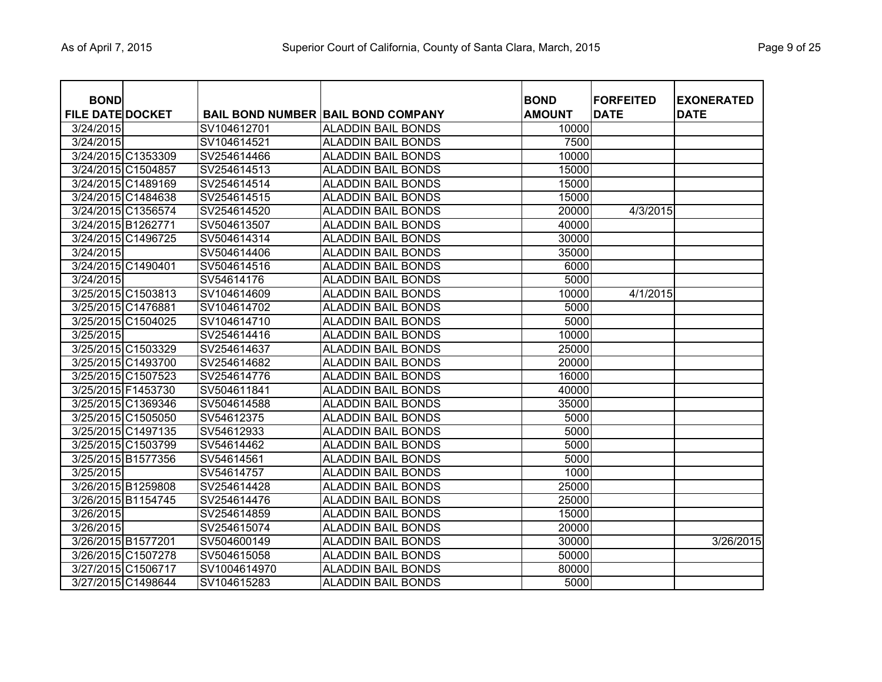| BOND FILE DATE | DOCKET | BAIL BOND NUMBER | BAIL BOND COMPANY | BOND AMOUNT | FORFEITED DATE | EXONERATED DATE |
|---|---|---|---|---|---|---|
| 3/24/2015 | | SV104612701 | ALADDIN BAIL BONDS | 10000 | | |
| 3/24/2015 | | SV104614521 | ALADDIN BAIL BONDS | 7500 | | |
| 3/24/2015 | C1353309 | SV254614466 | ALADDIN BAIL BONDS | 10000 | | |
| 3/24/2015 | C1504857 | SV254614513 | ALADDIN BAIL BONDS | 15000 | | |
| 3/24/2015 | C1489169 | SV254614514 | ALADDIN BAIL BONDS | 15000 | | |
| 3/24/2015 | C1484638 | SV254614515 | ALADDIN BAIL BONDS | 15000 | | |
| 3/24/2015 | C1356574 | SV254614520 | ALADDIN BAIL BONDS | 20000 | 4/3/2015 | |
| 3/24/2015 | B1262771 | SV504613507 | ALADDIN BAIL BONDS | 40000 | | |
| 3/24/2015 | C1496725 | SV504614314 | ALADDIN BAIL BONDS | 30000 | | |
| 3/24/2015 | | SV504614406 | ALADDIN BAIL BONDS | 35000 | | |
| 3/24/2015 | C1490401 | SV504614516 | ALADDIN BAIL BONDS | 6000 | | |
| 3/24/2015 | | SV54614176 | ALADDIN BAIL BONDS | 5000 | | |
| 3/25/2015 | C1503813 | SV104614609 | ALADDIN BAIL BONDS | 10000 | 4/1/2015 | |
| 3/25/2015 | C1476881 | SV104614702 | ALADDIN BAIL BONDS | 5000 | | |
| 3/25/2015 | C1504025 | SV104614710 | ALADDIN BAIL BONDS | 5000 | | |
| 3/25/2015 | | SV254614416 | ALADDIN BAIL BONDS | 10000 | | |
| 3/25/2015 | C1503329 | SV254614637 | ALADDIN BAIL BONDS | 25000 | | |
| 3/25/2015 | C1493700 | SV254614682 | ALADDIN BAIL BONDS | 20000 | | |
| 3/25/2015 | C1507523 | SV254614776 | ALADDIN BAIL BONDS | 16000 | | |
| 3/25/2015 | F1453730 | SV504611841 | ALADDIN BAIL BONDS | 40000 | | |
| 3/25/2015 | C1369346 | SV504614588 | ALADDIN BAIL BONDS | 35000 | | |
| 3/25/2015 | C1505050 | SV54612375 | ALADDIN BAIL BONDS | 5000 | | |
| 3/25/2015 | C1497135 | SV54612933 | ALADDIN BAIL BONDS | 5000 | | |
| 3/25/2015 | C1503799 | SV54614462 | ALADDIN BAIL BONDS | 5000 | | |
| 3/25/2015 | B1577356 | SV54614561 | ALADDIN BAIL BONDS | 5000 | | |
| 3/25/2015 | | SV54614757 | ALADDIN BAIL BONDS | 1000 | | |
| 3/26/2015 | B1259808 | SV254614428 | ALADDIN BAIL BONDS | 25000 | | |
| 3/26/2015 | B1154745 | SV254614476 | ALADDIN BAIL BONDS | 25000 | | |
| 3/26/2015 | | SV254614859 | ALADDIN BAIL BONDS | 15000 | | |
| 3/26/2015 | | SV254615074 | ALADDIN BAIL BONDS | 20000 | | |
| 3/26/2015 | B1577201 | SV504600149 | ALADDIN BAIL BONDS | 30000 | | 3/26/2015 |
| 3/26/2015 | C1507278 | SV504615058 | ALADDIN BAIL BONDS | 50000 | | |
| 3/27/2015 | C1506717 | SV1004614970 | ALADDIN BAIL BONDS | 80000 | | |
| 3/27/2015 | C1498644 | SV104615283 | ALADDIN BAIL BONDS | 5000 | | |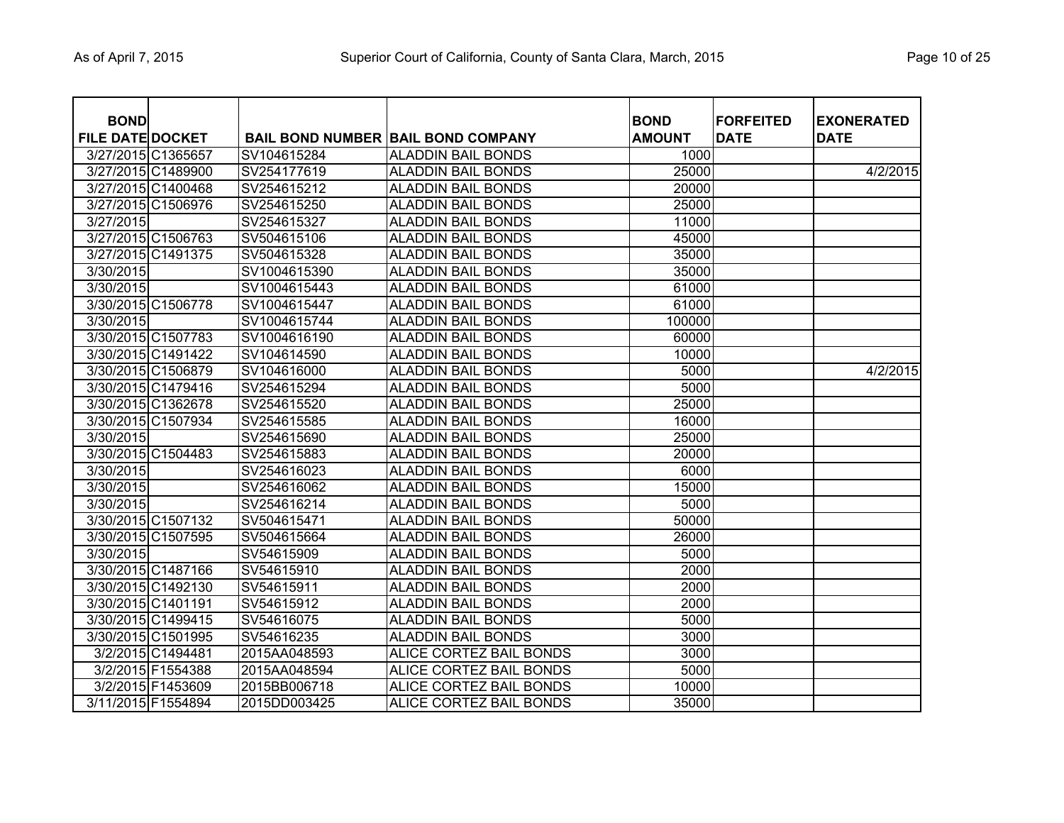| BOND FILE DATE | DOCKET | BAIL BOND NUMBER | BAIL BOND COMPANY | BOND AMOUNT | FORFEITED DATE | EXONERATED DATE |
|---|---|---|---|---|---|---|
| 3/27/2015 | C1365657 | SV104615284 | ALADDIN BAIL BONDS | 1000 | | |
| 3/27/2015 | C1489900 | SV254177619 | ALADDIN BAIL BONDS | 25000 | | 4/2/2015 |
| 3/27/2015 | C1400468 | SV254615212 | ALADDIN BAIL BONDS | 20000 | | |
| 3/27/2015 | C1506976 | SV254615250 | ALADDIN BAIL BONDS | 25000 | | |
| 3/27/2015 | | SV254615327 | ALADDIN BAIL BONDS | 11000 | | |
| 3/27/2015 | C1506763 | SV504615106 | ALADDIN BAIL BONDS | 45000 | | |
| 3/27/2015 | C1491375 | SV504615328 | ALADDIN BAIL BONDS | 35000 | | |
| 3/30/2015 | | SV1004615390 | ALADDIN BAIL BONDS | 35000 | | |
| 3/30/2015 | | SV1004615443 | ALADDIN BAIL BONDS | 61000 | | |
| 3/30/2015 | C1506778 | SV1004615447 | ALADDIN BAIL BONDS | 61000 | | |
| 3/30/2015 | | SV1004615744 | ALADDIN BAIL BONDS | 100000 | | |
| 3/30/2015 | C1507783 | SV1004616190 | ALADDIN BAIL BONDS | 60000 | | |
| 3/30/2015 | C1491422 | SV104614590 | ALADDIN BAIL BONDS | 10000 | | |
| 3/30/2015 | C1506879 | SV104616000 | ALADDIN BAIL BONDS | 5000 | | 4/2/2015 |
| 3/30/2015 | C1479416 | SV254615294 | ALADDIN BAIL BONDS | 5000 | | |
| 3/30/2015 | C1362678 | SV254615520 | ALADDIN BAIL BONDS | 25000 | | |
| 3/30/2015 | C1507934 | SV254615585 | ALADDIN BAIL BONDS | 16000 | | |
| 3/30/2015 | | SV254615690 | ALADDIN BAIL BONDS | 25000 | | |
| 3/30/2015 | C1504483 | SV254615883 | ALADDIN BAIL BONDS | 20000 | | |
| 3/30/2015 | | SV254616023 | ALADDIN BAIL BONDS | 6000 | | |
| 3/30/2015 | | SV254616062 | ALADDIN BAIL BONDS | 15000 | | |
| 3/30/2015 | | SV254616214 | ALADDIN BAIL BONDS | 5000 | | |
| 3/30/2015 | C1507132 | SV504615471 | ALADDIN BAIL BONDS | 50000 | | |
| 3/30/2015 | C1507595 | SV504615664 | ALADDIN BAIL BONDS | 26000 | | |
| 3/30/2015 | | SV54615909 | ALADDIN BAIL BONDS | 5000 | | |
| 3/30/2015 | C1487166 | SV54615910 | ALADDIN BAIL BONDS | 2000 | | |
| 3/30/2015 | C1492130 | SV54615911 | ALADDIN BAIL BONDS | 2000 | | |
| 3/30/2015 | C1401191 | SV54615912 | ALADDIN BAIL BONDS | 2000 | | |
| 3/30/2015 | C1499415 | SV54616075 | ALADDIN BAIL BONDS | 5000 | | |
| 3/30/2015 | C1501995 | SV54616235 | ALADDIN BAIL BONDS | 3000 | | |
| 3/2/2015 | C1494481 | 2015AA048593 | ALICE CORTEZ BAIL BONDS | 3000 | | |
| 3/2/2015 | F1554388 | 2015AA048594 | ALICE CORTEZ BAIL BONDS | 5000 | | |
| 3/2/2015 | F1453609 | 2015BB006718 | ALICE CORTEZ BAIL BONDS | 10000 | | |
| 3/11/2015 | F1554894 | 2015DD003425 | ALICE CORTEZ BAIL BONDS | 35000 | | |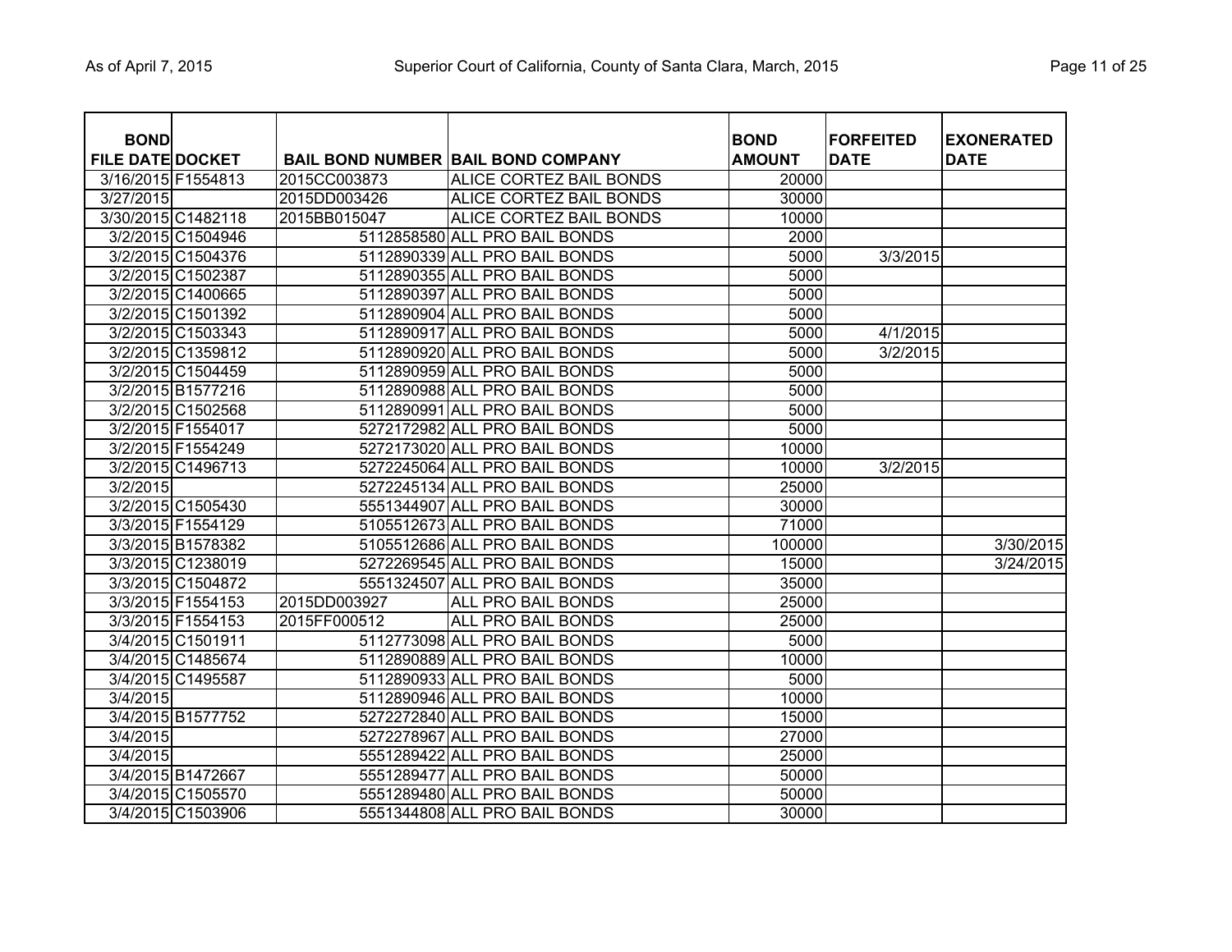| BOND FILE DATE | DOCKET | BAIL BOND NUMBER | BAIL BOND COMPANY | BOND AMOUNT | FORFEITED DATE | EXONERATED DATE |
|---|---|---|---|---|---|---|
| 3/16/2015 | F1554813 | 2015CC003873 | ALICE CORTEZ BAIL BONDS | 20000 | | |
| 3/27/2015 | | 2015DD003426 | ALICE CORTEZ BAIL BONDS | 30000 | | |
| 3/30/2015 | C1482118 | 2015BB015047 | ALICE CORTEZ BAIL BONDS | 10000 | | |
| 3/2/2015 | C1504946 | 5112858580 | ALL PRO BAIL BONDS | 2000 | | |
| 3/2/2015 | C1504376 | 5112890339 | ALL PRO BAIL BONDS | 5000 | 3/3/2015 | |
| 3/2/2015 | C1502387 | 5112890355 | ALL PRO BAIL BONDS | 5000 | | |
| 3/2/2015 | C1400665 | 5112890397 | ALL PRO BAIL BONDS | 5000 | | |
| 3/2/2015 | C1501392 | 5112890904 | ALL PRO BAIL BONDS | 5000 | | |
| 3/2/2015 | C1503343 | 5112890917 | ALL PRO BAIL BONDS | 5000 | 4/1/2015 | |
| 3/2/2015 | C1359812 | 5112890920 | ALL PRO BAIL BONDS | 5000 | 3/2/2015 | |
| 3/2/2015 | C1504459 | 5112890959 | ALL PRO BAIL BONDS | 5000 | | |
| 3/2/2015 | B1577216 | 5112890988 | ALL PRO BAIL BONDS | 5000 | | |
| 3/2/2015 | C1502568 | 5112890991 | ALL PRO BAIL BONDS | 5000 | | |
| 3/2/2015 | F1554017 | 5272172982 | ALL PRO BAIL BONDS | 5000 | | |
| 3/2/2015 | F1554249 | 5272173020 | ALL PRO BAIL BONDS | 10000 | | |
| 3/2/2015 | C1496713 | 5272245064 | ALL PRO BAIL BONDS | 10000 | 3/2/2015 | |
| 3/2/2015 | | 5272245134 | ALL PRO BAIL BONDS | 25000 | | |
| 3/2/2015 | C1505430 | 5551344907 | ALL PRO BAIL BONDS | 30000 | | |
| 3/3/2015 | F1554129 | 5105512673 | ALL PRO BAIL BONDS | 71000 | | |
| 3/3/2015 | B1578382 | 5105512686 | ALL PRO BAIL BONDS | 100000 | | 3/30/2015 |
| 3/3/2015 | C1238019 | 5272269545 | ALL PRO BAIL BONDS | 15000 | | 3/24/2015 |
| 3/3/2015 | C1504872 | 5551324507 | ALL PRO BAIL BONDS | 35000 | | |
| 3/3/2015 | F1554153 | 2015DD003927 | ALL PRO BAIL BONDS | 25000 | | |
| 3/3/2015 | F1554153 | 2015FF000512 | ALL PRO BAIL BONDS | 25000 | | |
| 3/4/2015 | C1501911 | 5112773098 | ALL PRO BAIL BONDS | 5000 | | |
| 3/4/2015 | C1485674 | 5112890889 | ALL PRO BAIL BONDS | 10000 | | |
| 3/4/2015 | C1495587 | 5112890933 | ALL PRO BAIL BONDS | 5000 | | |
| 3/4/2015 | | 5112890946 | ALL PRO BAIL BONDS | 10000 | | |
| 3/4/2015 | B1577752 | 5272272840 | ALL PRO BAIL BONDS | 15000 | | |
| 3/4/2015 | | 5272278967 | ALL PRO BAIL BONDS | 27000 | | |
| 3/4/2015 | | 5551289422 | ALL PRO BAIL BONDS | 25000 | | |
| 3/4/2015 | B1472667 | 5551289477 | ALL PRO BAIL BONDS | 50000 | | |
| 3/4/2015 | C1505570 | 5551289480 | ALL PRO BAIL BONDS | 50000 | | |
| 3/4/2015 | C1503906 | 5551344808 | ALL PRO BAIL BONDS | 30000 | | |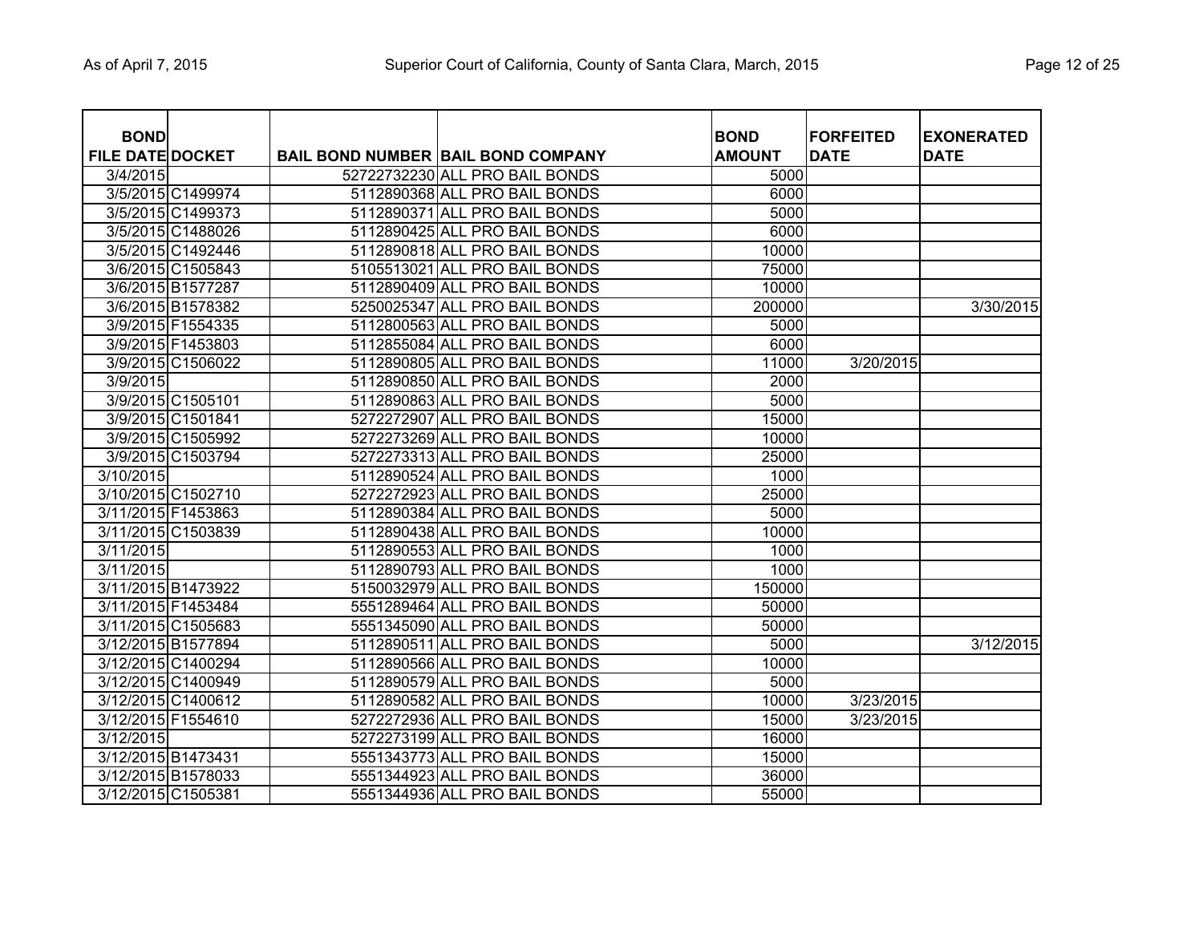| BOND FILE DATE | DOCKET | BAIL BOND NUMBER | BAIL BOND COMPANY | BOND AMOUNT | FORFEITED DATE | EXONERATED DATE |
|---|---|---|---|---|---|---|
| 3/4/2015 | | 52722732230 | ALL PRO BAIL BONDS | 5000 | | |
| 3/5/2015 | C1499974 | 5112890368 | ALL PRO BAIL BONDS | 6000 | | |
| 3/5/2015 | C1499373 | 5112890371 | ALL PRO BAIL BONDS | 5000 | | |
| 3/5/2015 | C1488026 | 5112890425 | ALL PRO BAIL BONDS | 6000 | | |
| 3/5/2015 | C1492446 | 5112890818 | ALL PRO BAIL BONDS | 10000 | | |
| 3/6/2015 | C1505843 | 5105513021 | ALL PRO BAIL BONDS | 75000 | | |
| 3/6/2015 | B1577287 | 5112890409 | ALL PRO BAIL BONDS | 10000 | | |
| 3/6/2015 | B1578382 | 5250025347 | ALL PRO BAIL BONDS | 200000 | | 3/30/2015 |
| 3/9/2015 | F1554335 | 5112800563 | ALL PRO BAIL BONDS | 5000 | | |
| 3/9/2015 | F1453803 | 5112855084 | ALL PRO BAIL BONDS | 6000 | | |
| 3/9/2015 | C1506022 | 5112890805 | ALL PRO BAIL BONDS | 11000 | 3/20/2015 | |
| 3/9/2015 | | 5112890850 | ALL PRO BAIL BONDS | 2000 | | |
| 3/9/2015 | C1505101 | 5112890863 | ALL PRO BAIL BONDS | 5000 | | |
| 3/9/2015 | C1501841 | 5272272907 | ALL PRO BAIL BONDS | 15000 | | |
| 3/9/2015 | C1505992 | 5272273269 | ALL PRO BAIL BONDS | 10000 | | |
| 3/9/2015 | C1503794 | 5272273313 | ALL PRO BAIL BONDS | 25000 | | |
| 3/10/2015 | | 5112890524 | ALL PRO BAIL BONDS | 1000 | | |
| 3/10/2015 | C1502710 | 5272272923 | ALL PRO BAIL BONDS | 25000 | | |
| 3/11/2015 | F1453863 | 5112890384 | ALL PRO BAIL BONDS | 5000 | | |
| 3/11/2015 | C1503839 | 5112890438 | ALL PRO BAIL BONDS | 10000 | | |
| 3/11/2015 | | 5112890553 | ALL PRO BAIL BONDS | 1000 | | |
| 3/11/2015 | | 5112890793 | ALL PRO BAIL BONDS | 1000 | | |
| 3/11/2015 | B1473922 | 5150032979 | ALL PRO BAIL BONDS | 150000 | | |
| 3/11/2015 | F1453484 | 5551289464 | ALL PRO BAIL BONDS | 50000 | | |
| 3/11/2015 | C1505683 | 5551345090 | ALL PRO BAIL BONDS | 50000 | | |
| 3/12/2015 | B1577894 | 5112890511 | ALL PRO BAIL BONDS | 5000 | | 3/12/2015 |
| 3/12/2015 | C1400294 | 5112890566 | ALL PRO BAIL BONDS | 10000 | | |
| 3/12/2015 | C1400949 | 5112890579 | ALL PRO BAIL BONDS | 5000 | | |
| 3/12/2015 | C1400612 | 5112890582 | ALL PRO BAIL BONDS | 10000 | 3/23/2015 | |
| 3/12/2015 | F1554610 | 5272272936 | ALL PRO BAIL BONDS | 15000 | 3/23/2015 | |
| 3/12/2015 | | 5272273199 | ALL PRO BAIL BONDS | 16000 | | |
| 3/12/2015 | B1473431 | 5551343773 | ALL PRO BAIL BONDS | 15000 | | |
| 3/12/2015 | B1578033 | 5551344923 | ALL PRO BAIL BONDS | 36000 | | |
| 3/12/2015 | C1505381 | 5551344936 | ALL PRO BAIL BONDS | 55000 | | |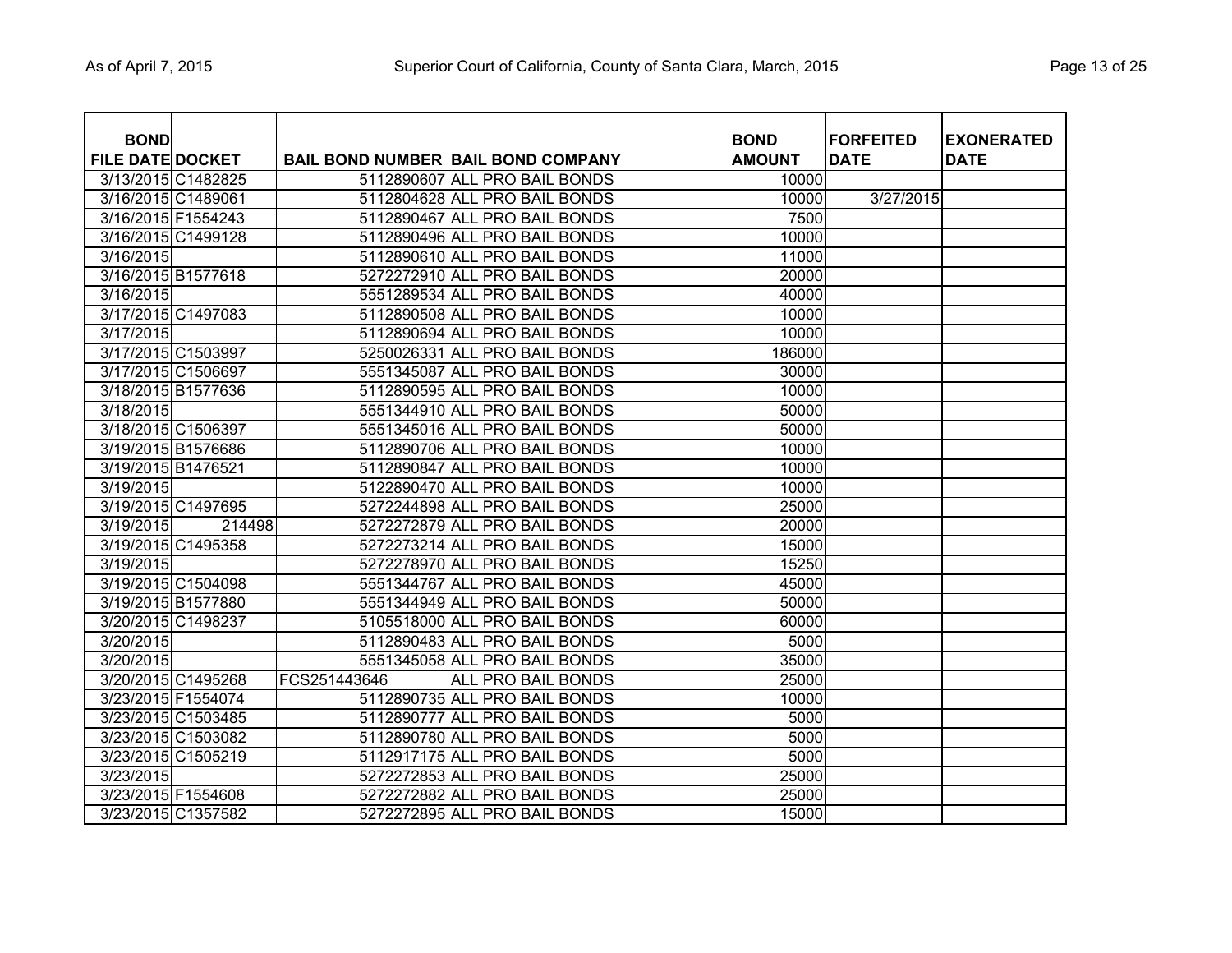| BOND FILE DATE | DOCKET | BAIL BOND NUMBER | BAIL BOND COMPANY | BOND AMOUNT | FORFEITED DATE | EXONERATED DATE |
|---|---|---|---|---|---|---|
| 3/13/2015 | C1482825 | 5112890607 | ALL PRO BAIL BONDS | 10000 | | |
| 3/16/2015 | C1489061 | 5112804628 | ALL PRO BAIL BONDS | 10000 | 3/27/2015 | |
| 3/16/2015 | F1554243 | 5112890467 | ALL PRO BAIL BONDS | 7500 | | |
| 3/16/2015 | C1499128 | 5112890496 | ALL PRO BAIL BONDS | 10000 | | |
| 3/16/2015 | | 5112890610 | ALL PRO BAIL BONDS | 11000 | | |
| 3/16/2015 | B1577618 | 5272272910 | ALL PRO BAIL BONDS | 20000 | | |
| 3/16/2015 | | 5551289534 | ALL PRO BAIL BONDS | 40000 | | |
| 3/17/2015 | C1497083 | 5112890508 | ALL PRO BAIL BONDS | 10000 | | |
| 3/17/2015 | | 5112890694 | ALL PRO BAIL BONDS | 10000 | | |
| 3/17/2015 | C1503997 | 5250026331 | ALL PRO BAIL BONDS | 186000 | | |
| 3/17/2015 | C1506697 | 5551345087 | ALL PRO BAIL BONDS | 30000 | | |
| 3/18/2015 | B1577636 | 5112890595 | ALL PRO BAIL BONDS | 10000 | | |
| 3/18/2015 | | 5551344910 | ALL PRO BAIL BONDS | 50000 | | |
| 3/18/2015 | C1506397 | 5551345016 | ALL PRO BAIL BONDS | 50000 | | |
| 3/19/2015 | B1576686 | 5112890706 | ALL PRO BAIL BONDS | 10000 | | |
| 3/19/2015 | B1476521 | 5112890847 | ALL PRO BAIL BONDS | 10000 | | |
| 3/19/2015 | | 5122890470 | ALL PRO BAIL BONDS | 10000 | | |
| 3/19/2015 | C1497695 | 5272244898 | ALL PRO BAIL BONDS | 25000 | | |
| 3/19/2015 | 214498 | 5272272879 | ALL PRO BAIL BONDS | 20000 | | |
| 3/19/2015 | C1495358 | 5272273214 | ALL PRO BAIL BONDS | 15000 | | |
| 3/19/2015 | | 5272278970 | ALL PRO BAIL BONDS | 15250 | | |
| 3/19/2015 | C1504098 | 5551344767 | ALL PRO BAIL BONDS | 45000 | | |
| 3/19/2015 | B1577880 | 5551344949 | ALL PRO BAIL BONDS | 50000 | | |
| 3/20/2015 | C1498237 | 5105518000 | ALL PRO BAIL BONDS | 60000 | | |
| 3/20/2015 | | 5112890483 | ALL PRO BAIL BONDS | 5000 | | |
| 3/20/2015 | | 5551345058 | ALL PRO BAIL BONDS | 35000 | | |
| 3/20/2015 | C1495268 | FCS251443646 | ALL PRO BAIL BONDS | 25000 | | |
| 3/23/2015 | F1554074 | 5112890735 | ALL PRO BAIL BONDS | 10000 | | |
| 3/23/2015 | C1503485 | 5112890777 | ALL PRO BAIL BONDS | 5000 | | |
| 3/23/2015 | C1503082 | 5112890780 | ALL PRO BAIL BONDS | 5000 | | |
| 3/23/2015 | C1505219 | 5112917175 | ALL PRO BAIL BONDS | 5000 | | |
| 3/23/2015 | | 5272272853 | ALL PRO BAIL BONDS | 25000 | | |
| 3/23/2015 | F1554608 | 5272272882 | ALL PRO BAIL BONDS | 25000 | | |
| 3/23/2015 | C1357582 | 5272272895 | ALL PRO BAIL BONDS | 15000 | | |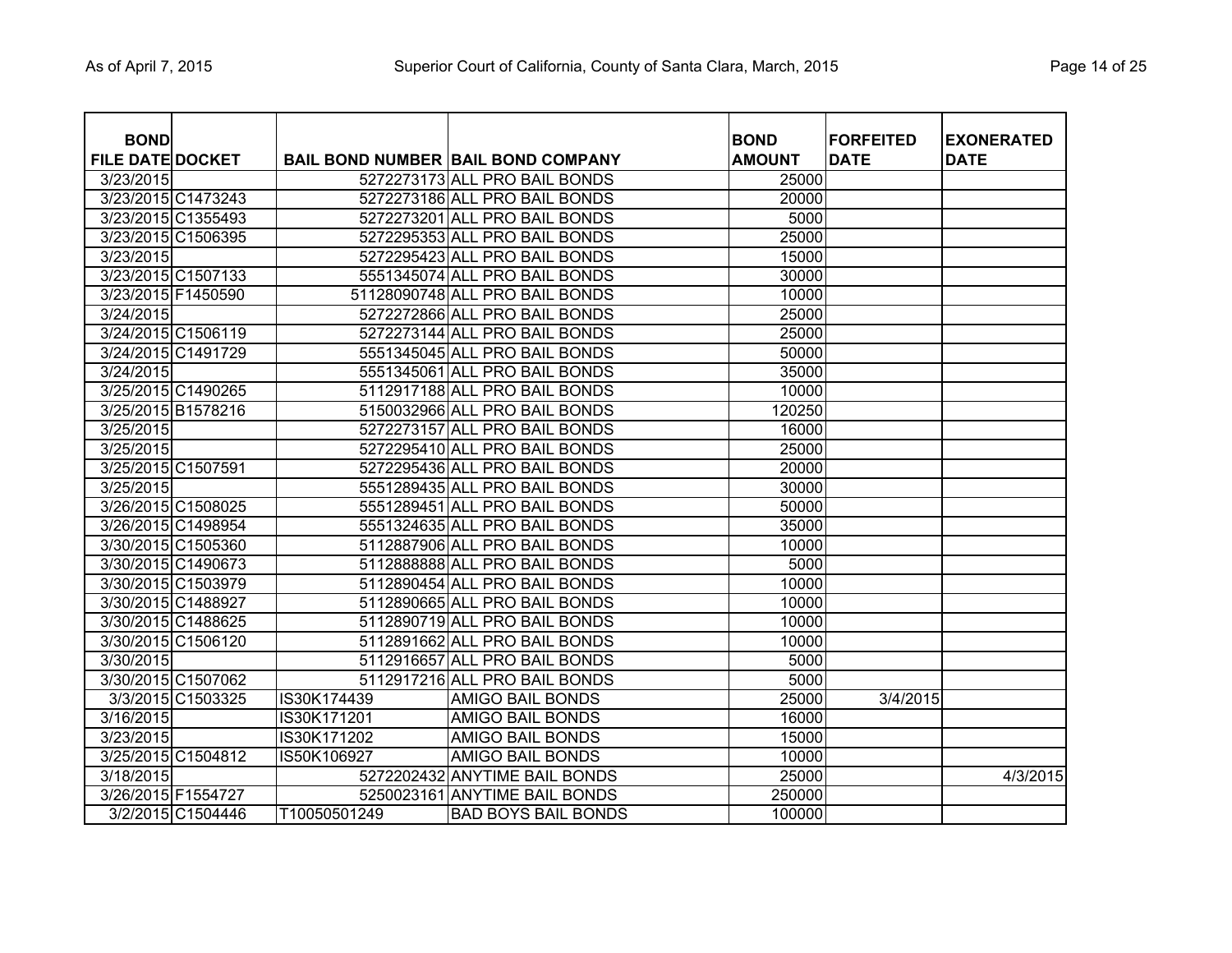| BOND FILE DATE | DOCKET | BAIL BOND NUMBER | BAIL BOND COMPANY | BOND AMOUNT | FORFEITED DATE | EXONERATED DATE |
|---|---|---|---|---|---|---|
| 3/23/2015 | | 5272273173 | ALL PRO BAIL BONDS | 25000 | | |
| 3/23/2015 | C1473243 | 5272273186 | ALL PRO BAIL BONDS | 20000 | | |
| 3/23/2015 | C1355493 | 5272273201 | ALL PRO BAIL BONDS | 5000 | | |
| 3/23/2015 | C1506395 | 5272295353 | ALL PRO BAIL BONDS | 25000 | | |
| 3/23/2015 | | 5272295423 | ALL PRO BAIL BONDS | 15000 | | |
| 3/23/2015 | C1507133 | 5551345074 | ALL PRO BAIL BONDS | 30000 | | |
| 3/23/2015 | F1450590 | 51128090748 | ALL PRO BAIL BONDS | 10000 | | |
| 3/24/2015 | | 5272272866 | ALL PRO BAIL BONDS | 25000 | | |
| 3/24/2015 | C1506119 | 5272273144 | ALL PRO BAIL BONDS | 25000 | | |
| 3/24/2015 | C1491729 | 5551345045 | ALL PRO BAIL BONDS | 50000 | | |
| 3/24/2015 | | 5551345061 | ALL PRO BAIL BONDS | 35000 | | |
| 3/25/2015 | C1490265 | 5112917188 | ALL PRO BAIL BONDS | 10000 | | |
| 3/25/2015 | B1578216 | 5150032966 | ALL PRO BAIL BONDS | 120250 | | |
| 3/25/2015 | | 5272273157 | ALL PRO BAIL BONDS | 16000 | | |
| 3/25/2015 | | 5272295410 | ALL PRO BAIL BONDS | 25000 | | |
| 3/25/2015 | C1507591 | 5272295436 | ALL PRO BAIL BONDS | 20000 | | |
| 3/25/2015 | | 5551289435 | ALL PRO BAIL BONDS | 30000 | | |
| 3/26/2015 | C1508025 | 5551289451 | ALL PRO BAIL BONDS | 50000 | | |
| 3/26/2015 | C1498954 | 5551324635 | ALL PRO BAIL BONDS | 35000 | | |
| 3/30/2015 | C1505360 | 5112887906 | ALL PRO BAIL BONDS | 10000 | | |
| 3/30/2015 | C1490673 | 5112888888 | ALL PRO BAIL BONDS | 5000 | | |
| 3/30/2015 | C1503979 | 5112890454 | ALL PRO BAIL BONDS | 10000 | | |
| 3/30/2015 | C1488927 | 5112890665 | ALL PRO BAIL BONDS | 10000 | | |
| 3/30/2015 | C1488625 | 5112890719 | ALL PRO BAIL BONDS | 10000 | | |
| 3/30/2015 | C1506120 | 5112891662 | ALL PRO BAIL BONDS | 10000 | | |
| 3/30/2015 | | 5112916657 | ALL PRO BAIL BONDS | 5000 | | |
| 3/30/2015 | C1507062 | 5112917216 | ALL PRO BAIL BONDS | 5000 | | |
| 3/3/2015 | C1503325 | IS30K174439 | AMIGO BAIL BONDS | 25000 | 3/4/2015 | |
| 3/16/2015 | | IS30K171201 | AMIGO BAIL BONDS | 16000 | | |
| 3/23/2015 | | IS30K171202 | AMIGO BAIL BONDS | 15000 | | |
| 3/25/2015 | C1504812 | IS50K106927 | AMIGO BAIL BONDS | 10000 | | |
| 3/18/2015 | | 5272202432 | ANYTIME BAIL BONDS | 25000 | | 4/3/2015 |
| 3/26/2015 | F1554727 | 5250023161 | ANYTIME BAIL BONDS | 250000 | | |
| 3/2/2015 | C1504446 | T10050501249 | BAD BOYS BAIL BONDS | 100000 | | |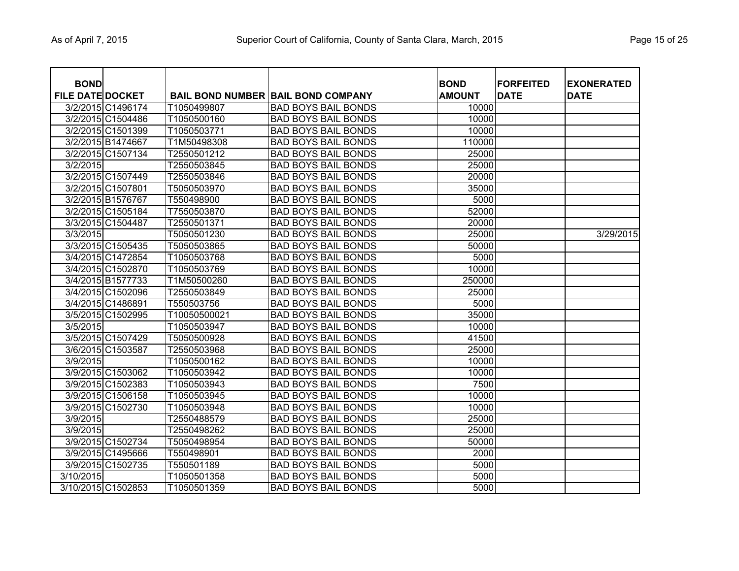| BOND FILE DATE | DOCKET | BAIL BOND NUMBER | BAIL BOND COMPANY | BOND AMOUNT | FORFEITED DATE | EXONERATED DATE |
|---|---|---|---|---|---|---|
| 3/2/2015 | C1496174 | T1050499807 | BAD BOYS BAIL BONDS | 10000 | | |
| 3/2/2015 | C1504486 | T1050500160 | BAD BOYS BAIL BONDS | 10000 | | |
| 3/2/2015 | C1501399 | T1050503771 | BAD BOYS BAIL BONDS | 10000 | | |
| 3/2/2015 | B1474667 | T1M50498308 | BAD BOYS BAIL BONDS | 110000 | | |
| 3/2/2015 | C1507134 | T2550501212 | BAD BOYS BAIL BONDS | 25000 | | |
| 3/2/2015 | | T2550503845 | BAD BOYS BAIL BONDS | 25000 | | |
| 3/2/2015 | C1507449 | T2550503846 | BAD BOYS BAIL BONDS | 20000 | | |
| 3/2/2015 | C1507801 | T5050503970 | BAD BOYS BAIL BONDS | 35000 | | |
| 3/2/2015 | B1576767 | T550498900 | BAD BOYS BAIL BONDS | 5000 | | |
| 3/2/2015 | C1505184 | T7550503870 | BAD BOYS BAIL BONDS | 52000 | | |
| 3/3/2015 | C1504487 | T2550501371 | BAD BOYS BAIL BONDS | 20000 | | |
| 3/3/2015 | | T5050501230 | BAD BOYS BAIL BONDS | 25000 | | 3/29/2015 |
| 3/3/2015 | C1505435 | T5050503865 | BAD BOYS BAIL BONDS | 50000 | | |
| 3/4/2015 | C1472854 | T1050503768 | BAD BOYS BAIL BONDS | 5000 | | |
| 3/4/2015 | C1502870 | T1050503769 | BAD BOYS BAIL BONDS | 10000 | | |
| 3/4/2015 | B1577733 | T1M50500260 | BAD BOYS BAIL BONDS | 250000 | | |
| 3/4/2015 | C1502096 | T2550503849 | BAD BOYS BAIL BONDS | 25000 | | |
| 3/4/2015 | C1486891 | T550503756 | BAD BOYS BAIL BONDS | 5000 | | |
| 3/5/2015 | C1502995 | T10050500021 | BAD BOYS BAIL BONDS | 35000 | | |
| 3/5/2015 | | T1050503947 | BAD BOYS BAIL BONDS | 10000 | | |
| 3/5/2015 | C1507429 | T5050500928 | BAD BOYS BAIL BONDS | 41500 | | |
| 3/6/2015 | C1503587 | T2550503968 | BAD BOYS BAIL BONDS | 25000 | | |
| 3/9/2015 | | T1050500162 | BAD BOYS BAIL BONDS | 10000 | | |
| 3/9/2015 | C1503062 | T1050503942 | BAD BOYS BAIL BONDS | 10000 | | |
| 3/9/2015 | C1502383 | T1050503943 | BAD BOYS BAIL BONDS | 7500 | | |
| 3/9/2015 | C1506158 | T1050503945 | BAD BOYS BAIL BONDS | 10000 | | |
| 3/9/2015 | C1502730 | T1050503948 | BAD BOYS BAIL BONDS | 10000 | | |
| 3/9/2015 | | T2550488579 | BAD BOYS BAIL BONDS | 25000 | | |
| 3/9/2015 | | T2550498262 | BAD BOYS BAIL BONDS | 25000 | | |
| 3/9/2015 | C1502734 | T5050498954 | BAD BOYS BAIL BONDS | 50000 | | |
| 3/9/2015 | C1495666 | T550498901 | BAD BOYS BAIL BONDS | 2000 | | |
| 3/9/2015 | C1502735 | T550501189 | BAD BOYS BAIL BONDS | 5000 | | |
| 3/10/2015 | | T1050501358 | BAD BOYS BAIL BONDS | 5000 | | |
| 3/10/2015 | C1502853 | T1050501359 | BAD BOYS BAIL BONDS | 5000 | | |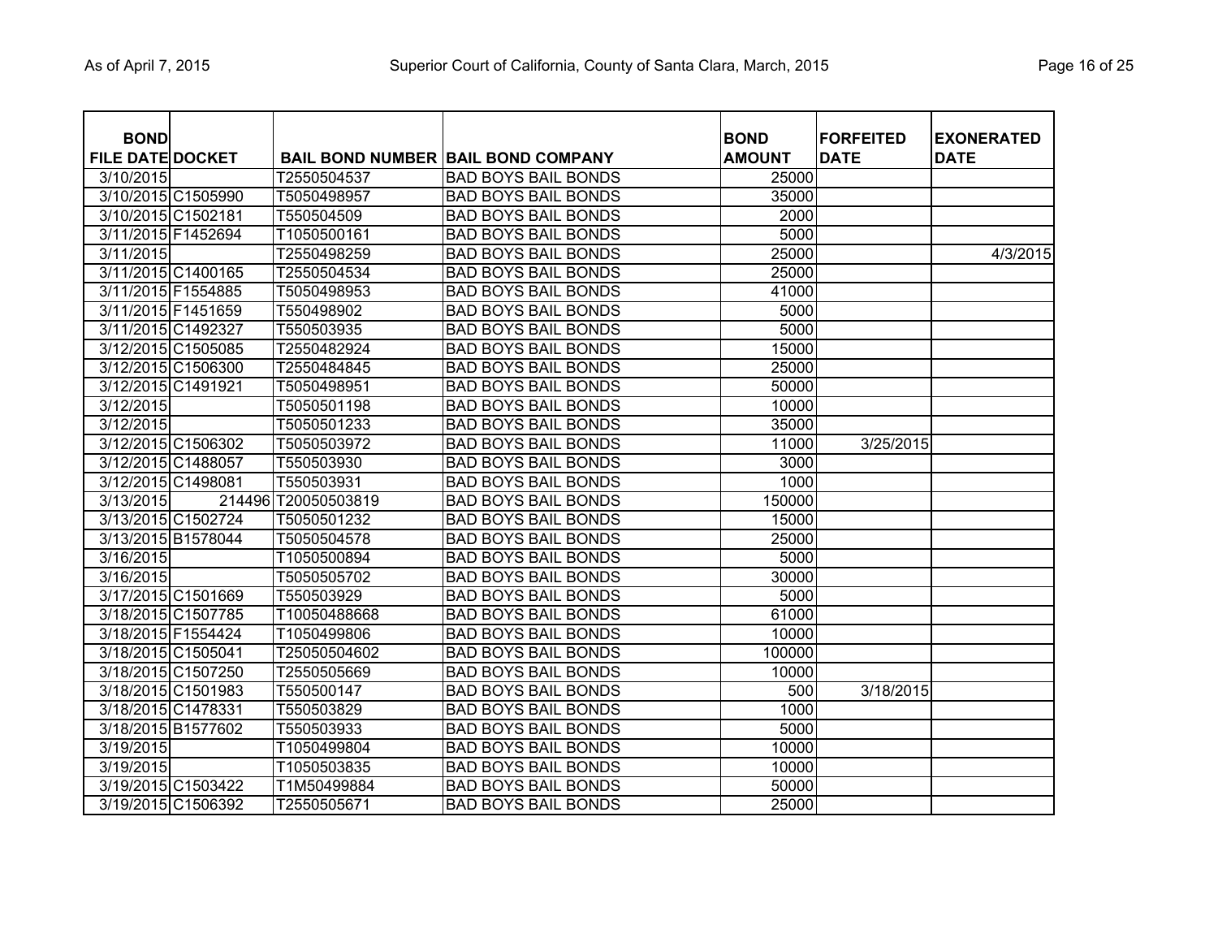| BOND FILE DATE | DOCKET | BAIL BOND NUMBER | BAIL BOND COMPANY | BOND AMOUNT | FORFEITED DATE | EXONERATED DATE |
|---|---|---|---|---|---|---|
| 3/10/2015 | | T2550504537 | BAD BOYS BAIL BONDS | 25000 | | |
| 3/10/2015 | C1505990 | T5050498957 | BAD BOYS BAIL BONDS | 35000 | | |
| 3/10/2015 | C1502181 | T550504509 | BAD BOYS BAIL BONDS | 2000 | | |
| 3/11/2015 | F1452694 | T1050500161 | BAD BOYS BAIL BONDS | 5000 | | |
| 3/11/2015 | | T2550498259 | BAD BOYS BAIL BONDS | 25000 | | 4/3/2015 |
| 3/11/2015 | C1400165 | T2550504534 | BAD BOYS BAIL BONDS | 25000 | | |
| 3/11/2015 | F1554885 | T5050498953 | BAD BOYS BAIL BONDS | 41000 | | |
| 3/11/2015 | F1451659 | T550498902 | BAD BOYS BAIL BONDS | 5000 | | |
| 3/11/2015 | C1492327 | T550503935 | BAD BOYS BAIL BONDS | 5000 | | |
| 3/12/2015 | C1505085 | T2550482924 | BAD BOYS BAIL BONDS | 15000 | | |
| 3/12/2015 | C1506300 | T2550484845 | BAD BOYS BAIL BONDS | 25000 | | |
| 3/12/2015 | C1491921 | T5050498951 | BAD BOYS BAIL BONDS | 50000 | | |
| 3/12/2015 | | T5050501198 | BAD BOYS BAIL BONDS | 10000 | | |
| 3/12/2015 | | T5050501233 | BAD BOYS BAIL BONDS | 35000 | | |
| 3/12/2015 | C1506302 | T5050503972 | BAD BOYS BAIL BONDS | 11000 | 3/25/2015 | |
| 3/12/2015 | C1488057 | T550503930 | BAD BOYS BAIL BONDS | 3000 | | |
| 3/12/2015 | C1498081 | T550503931 | BAD BOYS BAIL BONDS | 1000 | | |
| 3/13/2015 | 214496 | T20050503819 | BAD BOYS BAIL BONDS | 150000 | | |
| 3/13/2015 | C1502724 | T5050501232 | BAD BOYS BAIL BONDS | 15000 | | |
| 3/13/2015 | B1578044 | T5050504578 | BAD BOYS BAIL BONDS | 25000 | | |
| 3/16/2015 | | T1050500894 | BAD BOYS BAIL BONDS | 5000 | | |
| 3/16/2015 | | T5050505702 | BAD BOYS BAIL BONDS | 30000 | | |
| 3/17/2015 | C1501669 | T550503929 | BAD BOYS BAIL BONDS | 5000 | | |
| 3/18/2015 | C1507785 | T10050488668 | BAD BOYS BAIL BONDS | 61000 | | |
| 3/18/2015 | F1554424 | T1050499806 | BAD BOYS BAIL BONDS | 10000 | | |
| 3/18/2015 | C1505041 | T25050504602 | BAD BOYS BAIL BONDS | 100000 | | |
| 3/18/2015 | C1507250 | T2550505669 | BAD BOYS BAIL BONDS | 10000 | | |
| 3/18/2015 | C1501983 | T550500147 | BAD BOYS BAIL BONDS | 500 | 3/18/2015 | |
| 3/18/2015 | C1478331 | T550503829 | BAD BOYS BAIL BONDS | 1000 | | |
| 3/18/2015 | B1577602 | T550503933 | BAD BOYS BAIL BONDS | 5000 | | |
| 3/19/2015 | | T1050499804 | BAD BOYS BAIL BONDS | 10000 | | |
| 3/19/2015 | | T1050503835 | BAD BOYS BAIL BONDS | 10000 | | |
| 3/19/2015 | C1503422 | T1M50499884 | BAD BOYS BAIL BONDS | 50000 | | |
| 3/19/2015 | C1506392 | T2550505671 | BAD BOYS BAIL BONDS | 25000 | | |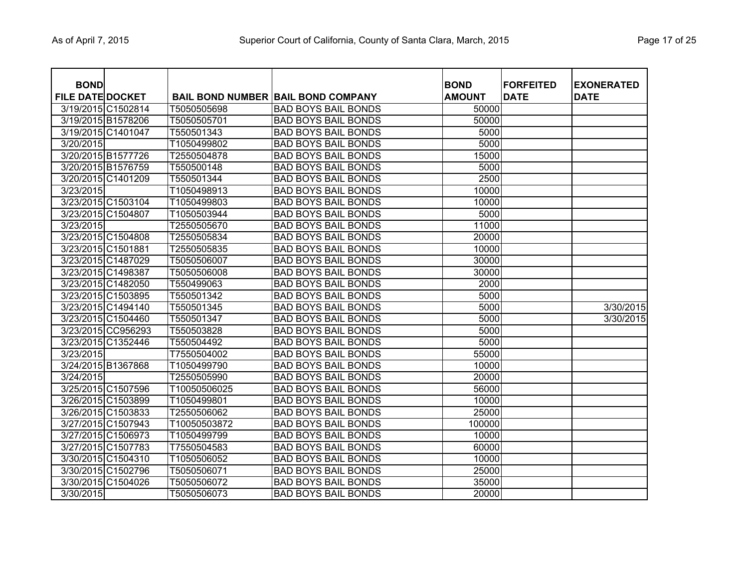| BOND FILE DATE | DOCKET | BAIL BOND NUMBER | BAIL BOND COMPANY | BOND AMOUNT | FORFEITED DATE | EXONERATED DATE |
|---|---|---|---|---|---|---|
| 3/19/2015 | C1502814 | T5050505698 | BAD BOYS BAIL BONDS | 50000 | | |
| 3/19/2015 | B1578206 | T5050505701 | BAD BOYS BAIL BONDS | 50000 | | |
| 3/19/2015 | C1401047 | T550501343 | BAD BOYS BAIL BONDS | 5000 | | |
| 3/20/2015 | | T1050499802 | BAD BOYS BAIL BONDS | 5000 | | |
| 3/20/2015 | B1577726 | T2550504878 | BAD BOYS BAIL BONDS | 15000 | | |
| 3/20/2015 | B1576759 | T550500148 | BAD BOYS BAIL BONDS | 5000 | | |
| 3/20/2015 | C1401209 | T550501344 | BAD BOYS BAIL BONDS | 2500 | | |
| 3/23/2015 | | T1050498913 | BAD BOYS BAIL BONDS | 10000 | | |
| 3/23/2015 | C1503104 | T1050499803 | BAD BOYS BAIL BONDS | 10000 | | |
| 3/23/2015 | C1504807 | T1050503944 | BAD BOYS BAIL BONDS | 5000 | | |
| 3/23/2015 | | T2550505670 | BAD BOYS BAIL BONDS | 11000 | | |
| 3/23/2015 | C1504808 | T2550505834 | BAD BOYS BAIL BONDS | 20000 | | |
| 3/23/2015 | C1501881 | T2550505835 | BAD BOYS BAIL BONDS | 10000 | | |
| 3/23/2015 | C1487029 | T5050506007 | BAD BOYS BAIL BONDS | 30000 | | |
| 3/23/2015 | C1498387 | T5050506008 | BAD BOYS BAIL BONDS | 30000 | | |
| 3/23/2015 | C1482050 | T550499063 | BAD BOYS BAIL BONDS | 2000 | | |
| 3/23/2015 | C1503895 | T550501342 | BAD BOYS BAIL BONDS | 5000 | | |
| 3/23/2015 | C1494140 | T550501345 | BAD BOYS BAIL BONDS | 5000 | | 3/30/2015 |
| 3/23/2015 | C1504460 | T550501347 | BAD BOYS BAIL BONDS | 5000 | | 3/30/2015 |
| 3/23/2015 | CC956293 | T550503828 | BAD BOYS BAIL BONDS | 5000 | | |
| 3/23/2015 | C1352446 | T550504492 | BAD BOYS BAIL BONDS | 5000 | | |
| 3/23/2015 | | T7550504002 | BAD BOYS BAIL BONDS | 55000 | | |
| 3/24/2015 | B1367868 | T1050499790 | BAD BOYS BAIL BONDS | 10000 | | |
| 3/24/2015 | | T2550505990 | BAD BOYS BAIL BONDS | 20000 | | |
| 3/25/2015 | C1507596 | T10050506025 | BAD BOYS BAIL BONDS | 56000 | | |
| 3/26/2015 | C1503899 | T1050499801 | BAD BOYS BAIL BONDS | 10000 | | |
| 3/26/2015 | C1503833 | T2550506062 | BAD BOYS BAIL BONDS | 25000 | | |
| 3/27/2015 | C1507943 | T10050503872 | BAD BOYS BAIL BONDS | 100000 | | |
| 3/27/2015 | C1506973 | T1050499799 | BAD BOYS BAIL BONDS | 10000 | | |
| 3/27/2015 | C1507783 | T7550504583 | BAD BOYS BAIL BONDS | 60000 | | |
| 3/30/2015 | C1504310 | T1050506052 | BAD BOYS BAIL BONDS | 10000 | | |
| 3/30/2015 | C1502796 | T5050506071 | BAD BOYS BAIL BONDS | 25000 | | |
| 3/30/2015 | C1504026 | T5050506072 | BAD BOYS BAIL BONDS | 35000 | | |
| 3/30/2015 | | T5050506073 | BAD BOYS BAIL BONDS | 20000 | | |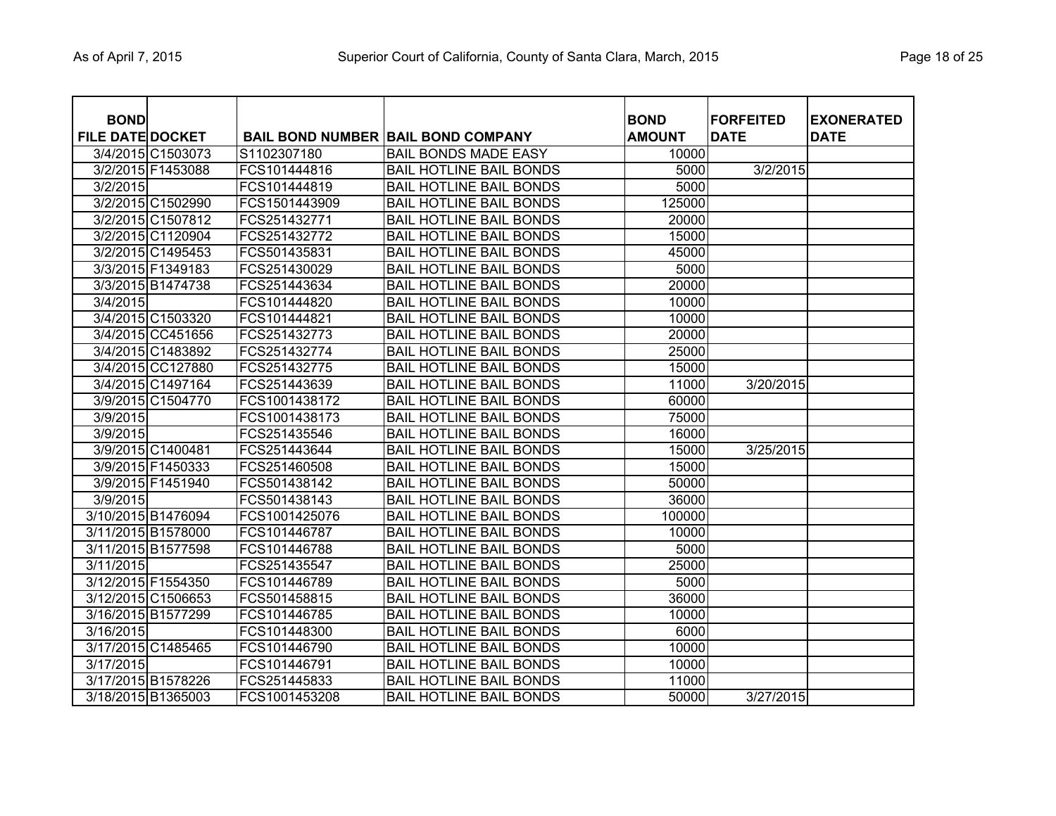| BOND FILE DATE | DOCKET | BAIL BOND NUMBER | BAIL BOND COMPANY | BOND AMOUNT | FORFEITED DATE | EXONERATED DATE |
|---|---|---|---|---|---|---|
| 3/4/2015 | C1503073 | S1102307180 | BAIL BONDS MADE EASY | 10000 | | |
| 3/2/2015 | F1453088 | FCS101444816 | BAIL HOTLINE BAIL BONDS | 5000 | 3/2/2015 | |
| 3/2/2015 | | FCS101444819 | BAIL HOTLINE BAIL BONDS | 5000 | | |
| 3/2/2015 | C1502990 | FCS1501443909 | BAIL HOTLINE BAIL BONDS | 125000 | | |
| 3/2/2015 | C1507812 | FCS251432771 | BAIL HOTLINE BAIL BONDS | 20000 | | |
| 3/2/2015 | C1120904 | FCS251432772 | BAIL HOTLINE BAIL BONDS | 15000 | | |
| 3/2/2015 | C1495453 | FCS501435831 | BAIL HOTLINE BAIL BONDS | 45000 | | |
| 3/3/2015 | F1349183 | FCS251430029 | BAIL HOTLINE BAIL BONDS | 5000 | | |
| 3/3/2015 | B1474738 | FCS251443634 | BAIL HOTLINE BAIL BONDS | 20000 | | |
| 3/4/2015 | | FCS101444820 | BAIL HOTLINE BAIL BONDS | 10000 | | |
| 3/4/2015 | C1503320 | FCS101444821 | BAIL HOTLINE BAIL BONDS | 10000 | | |
| 3/4/2015 | CC451656 | FCS251432773 | BAIL HOTLINE BAIL BONDS | 20000 | | |
| 3/4/2015 | C1483892 | FCS251432774 | BAIL HOTLINE BAIL BONDS | 25000 | | |
| 3/4/2015 | CC127880 | FCS251432775 | BAIL HOTLINE BAIL BONDS | 15000 | | |
| 3/4/2015 | C1497164 | FCS251443639 | BAIL HOTLINE BAIL BONDS | 11000 | 3/20/2015 | |
| 3/9/2015 | C1504770 | FCS1001438172 | BAIL HOTLINE BAIL BONDS | 60000 | | |
| 3/9/2015 | | FCS1001438173 | BAIL HOTLINE BAIL BONDS | 75000 | | |
| 3/9/2015 | | FCS251435546 | BAIL HOTLINE BAIL BONDS | 16000 | | |
| 3/9/2015 | C1400481 | FCS251443644 | BAIL HOTLINE BAIL BONDS | 15000 | 3/25/2015 | |
| 3/9/2015 | F1450333 | FCS251460508 | BAIL HOTLINE BAIL BONDS | 15000 | | |
| 3/9/2015 | F1451940 | FCS501438142 | BAIL HOTLINE BAIL BONDS | 50000 | | |
| 3/9/2015 | | FCS501438143 | BAIL HOTLINE BAIL BONDS | 36000 | | |
| 3/10/2015 | B1476094 | FCS1001425076 | BAIL HOTLINE BAIL BONDS | 100000 | | |
| 3/11/2015 | B1578000 | FCS101446787 | BAIL HOTLINE BAIL BONDS | 10000 | | |
| 3/11/2015 | B1577598 | FCS101446788 | BAIL HOTLINE BAIL BONDS | 5000 | | |
| 3/11/2015 | | FCS251435547 | BAIL HOTLINE BAIL BONDS | 25000 | | |
| 3/12/2015 | F1554350 | FCS101446789 | BAIL HOTLINE BAIL BONDS | 5000 | | |
| 3/12/2015 | C1506653 | FCS501458815 | BAIL HOTLINE BAIL BONDS | 36000 | | |
| 3/16/2015 | B1577299 | FCS101446785 | BAIL HOTLINE BAIL BONDS | 10000 | | |
| 3/16/2015 | | FCS101448300 | BAIL HOTLINE BAIL BONDS | 6000 | | |
| 3/17/2015 | C1485465 | FCS101446790 | BAIL HOTLINE BAIL BONDS | 10000 | | |
| 3/17/2015 | | FCS101446791 | BAIL HOTLINE BAIL BONDS | 10000 | | |
| 3/17/2015 | B1578226 | FCS251445833 | BAIL HOTLINE BAIL BONDS | 11000 | | |
| 3/18/2015 | B1365003 | FCS1001453208 | BAIL HOTLINE BAIL BONDS | 50000 | 3/27/2015 | |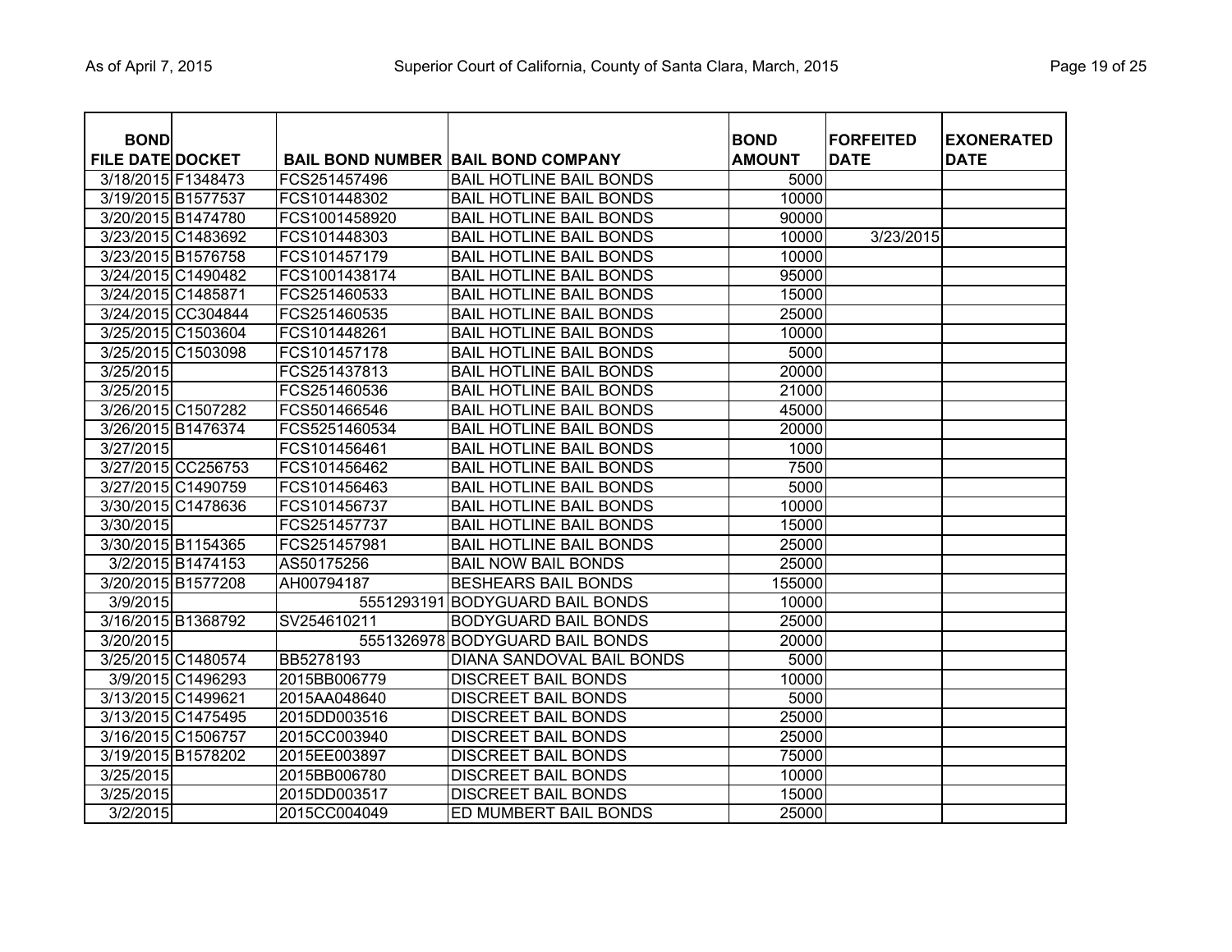| BOND FILE DATE | DOCKET | BAIL BOND NUMBER | BAIL BOND COMPANY | BOND AMOUNT | FORFEITED DATE | EXONERATED DATE |
|---|---|---|---|---|---|---|
| 3/18/2015 | F1348473 | FCS251457496 | BAIL HOTLINE BAIL BONDS | 5000 | | |
| 3/19/2015 | B1577537 | FCS101448302 | BAIL HOTLINE BAIL BONDS | 10000 | | |
| 3/20/2015 | B1474780 | FCS1001458920 | BAIL HOTLINE BAIL BONDS | 90000 | | |
| 3/23/2015 | C1483692 | FCS101448303 | BAIL HOTLINE BAIL BONDS | 10000 | 3/23/2015 | |
| 3/23/2015 | B1576758 | FCS101457179 | BAIL HOTLINE BAIL BONDS | 10000 | | |
| 3/24/2015 | C1490482 | FCS1001438174 | BAIL HOTLINE BAIL BONDS | 95000 | | |
| 3/24/2015 | C1485871 | FCS251460533 | BAIL HOTLINE BAIL BONDS | 15000 | | |
| 3/24/2015 | CC304844 | FCS251460535 | BAIL HOTLINE BAIL BONDS | 25000 | | |
| 3/25/2015 | C1503604 | FCS101448261 | BAIL HOTLINE BAIL BONDS | 10000 | | |
| 3/25/2015 | C1503098 | FCS101457178 | BAIL HOTLINE BAIL BONDS | 5000 | | |
| 3/25/2015 | | FCS251437813 | BAIL HOTLINE BAIL BONDS | 20000 | | |
| 3/25/2015 | | FCS251460536 | BAIL HOTLINE BAIL BONDS | 21000 | | |
| 3/26/2015 | C1507282 | FCS501466546 | BAIL HOTLINE BAIL BONDS | 45000 | | |
| 3/26/2015 | B1476374 | FCS5251460534 | BAIL HOTLINE BAIL BONDS | 20000 | | |
| 3/27/2015 | | FCS101456461 | BAIL HOTLINE BAIL BONDS | 1000 | | |
| 3/27/2015 | CC256753 | FCS101456462 | BAIL HOTLINE BAIL BONDS | 7500 | | |
| 3/27/2015 | C1490759 | FCS101456463 | BAIL HOTLINE BAIL BONDS | 5000 | | |
| 3/30/2015 | C1478636 | FCS101456737 | BAIL HOTLINE BAIL BONDS | 10000 | | |
| 3/30/2015 | | FCS251457737 | BAIL HOTLINE BAIL BONDS | 15000 | | |
| 3/30/2015 | B1154365 | FCS251457981 | BAIL HOTLINE BAIL BONDS | 25000 | | |
| 3/2/2015 | B1474153 | AS50175256 | BAIL NOW BAIL BONDS | 25000 | | |
| 3/20/2015 | B1577208 | AH00794187 | BESHEARS BAIL BONDS | 155000 | | |
| 3/9/2015 | | 5551293191 | BODYGUARD BAIL BONDS | 10000 | | |
| 3/16/2015 | B1368792 | SV254610211 | BODYGUARD BAIL BONDS | 25000 | | |
| 3/20/2015 | | 5551326978 | BODYGUARD BAIL BONDS | 20000 | | |
| 3/25/2015 | C1480574 | BB5278193 | DIANA SANDOVAL BAIL BONDS | 5000 | | |
| 3/9/2015 | C1496293 | 2015BB006779 | DISCREET BAIL BONDS | 10000 | | |
| 3/13/2015 | C1499621 | 2015AA048640 | DISCREET BAIL BONDS | 5000 | | |
| 3/13/2015 | C1475495 | 2015DD003516 | DISCREET BAIL BONDS | 25000 | | |
| 3/16/2015 | C1506757 | 2015CC003940 | DISCREET BAIL BONDS | 25000 | | |
| 3/19/2015 | B1578202 | 2015EE003897 | DISCREET BAIL BONDS | 75000 | | |
| 3/25/2015 | | 2015BB006780 | DISCREET BAIL BONDS | 10000 | | |
| 3/25/2015 | | 2015DD003517 | DISCREET BAIL BONDS | 15000 | | |
| 3/2/2015 | | 2015CC004049 | ED MUMBERT BAIL BONDS | 25000 | | |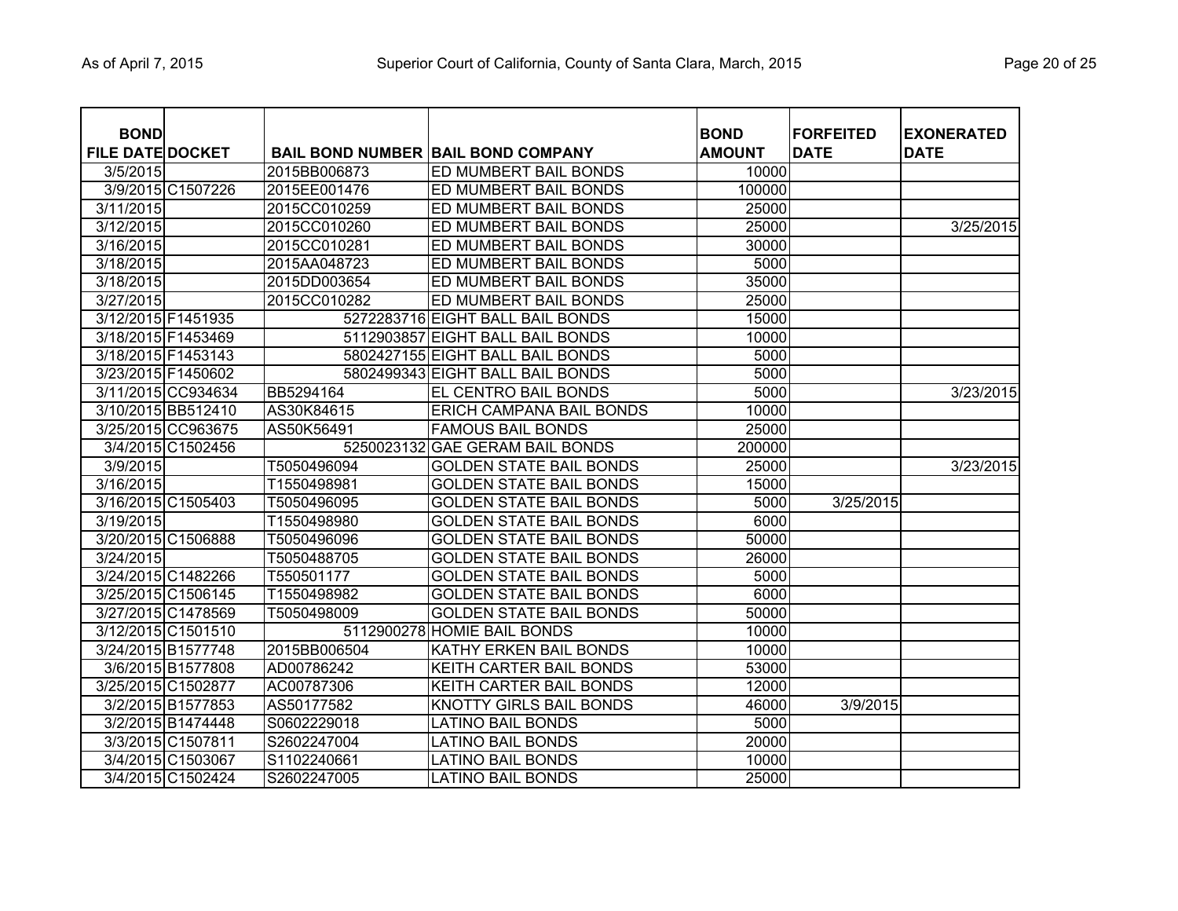| BOND FILE DATE | DOCKET | BAIL BOND NUMBER | BAIL BOND COMPANY | BOND AMOUNT | FORFEITED DATE | EXONERATED DATE |
|---|---|---|---|---|---|---|
| 3/5/2015 | | 2015BB006873 | ED MUMBERT BAIL BONDS | 10000 | | |
| 3/9/2015 | C1507226 | 2015EE001476 | ED MUMBERT BAIL BONDS | 100000 | | |
| 3/11/2015 | | 2015CC010259 | ED MUMBERT BAIL BONDS | 25000 | | |
| 3/12/2015 | | 2015CC010260 | ED MUMBERT BAIL BONDS | 25000 | | 3/25/2015 |
| 3/16/2015 | | 2015CC010281 | ED MUMBERT BAIL BONDS | 30000 | | |
| 3/18/2015 | | 2015AA048723 | ED MUMBERT BAIL BONDS | 5000 | | |
| 3/18/2015 | | 2015DD003654 | ED MUMBERT BAIL BONDS | 35000 | | |
| 3/27/2015 | | 2015CC010282 | ED MUMBERT BAIL BONDS | 25000 | | |
| 3/12/2015 | F1451935 | 5272283716 | EIGHT BALL BAIL BONDS | 15000 | | |
| 3/18/2015 | F1453469 | 5112903857 | EIGHT BALL BAIL BONDS | 10000 | | |
| 3/18/2015 | F1453143 | 5802427155 | EIGHT BALL BAIL BONDS | 5000 | | |
| 3/23/2015 | F1450602 | 5802499343 | EIGHT BALL BAIL BONDS | 5000 | | |
| 3/11/2015 | CC934634 | BB5294164 | EL CENTRO BAIL BONDS | 5000 | | 3/23/2015 |
| 3/10/2015 | BB512410 | AS30K84615 | ERICH CAMPANA BAIL BONDS | 10000 | | |
| 3/25/2015 | CC963675 | AS50K56491 | FAMOUS BAIL BONDS | 25000 | | |
| 3/4/2015 | C1502456 | 5250023132 | GAE GERAM BAIL BONDS | 200000 | | |
| 3/9/2015 | | T5050496094 | GOLDEN STATE BAIL BONDS | 25000 | | 3/23/2015 |
| 3/16/2015 | | T1550498981 | GOLDEN STATE BAIL BONDS | 15000 | | |
| 3/16/2015 | C1505403 | T5050496095 | GOLDEN STATE BAIL BONDS | 5000 | 3/25/2015 | |
| 3/19/2015 | | T1550498980 | GOLDEN STATE BAIL BONDS | 6000 | | |
| 3/20/2015 | C1506888 | T5050496096 | GOLDEN STATE BAIL BONDS | 50000 | | |
| 3/24/2015 | | T5050488705 | GOLDEN STATE BAIL BONDS | 26000 | | |
| 3/24/2015 | C1482266 | T550501177 | GOLDEN STATE BAIL BONDS | 5000 | | |
| 3/25/2015 | C1506145 | T1550498982 | GOLDEN STATE BAIL BONDS | 6000 | | |
| 3/27/2015 | C1478569 | T5050498009 | GOLDEN STATE BAIL BONDS | 50000 | | |
| 3/12/2015 | C1501510 | 5112900278 | HOMIE BAIL BONDS | 10000 | | |
| 3/24/2015 | B1577748 | 2015BB006504 | KATHY ERKEN BAIL BONDS | 10000 | | |
| 3/6/2015 | B1577808 | AD00786242 | KEITH CARTER BAIL BONDS | 53000 | | |
| 3/25/2015 | C1502877 | AC00787306 | KEITH CARTER BAIL BONDS | 12000 | | |
| 3/2/2015 | B1577853 | AS50177582 | KNOTTY GIRLS BAIL BONDS | 46000 | 3/9/2015 | |
| 3/2/2015 | B1474448 | S0602229018 | LATINO BAIL BONDS | 5000 | | |
| 3/3/2015 | C1507811 | S2602247004 | LATINO BAIL BONDS | 20000 | | |
| 3/4/2015 | C1503067 | S1102240661 | LATINO BAIL BONDS | 10000 | | |
| 3/4/2015 | C1502424 | S2602247005 | LATINO BAIL BONDS | 25000 | | |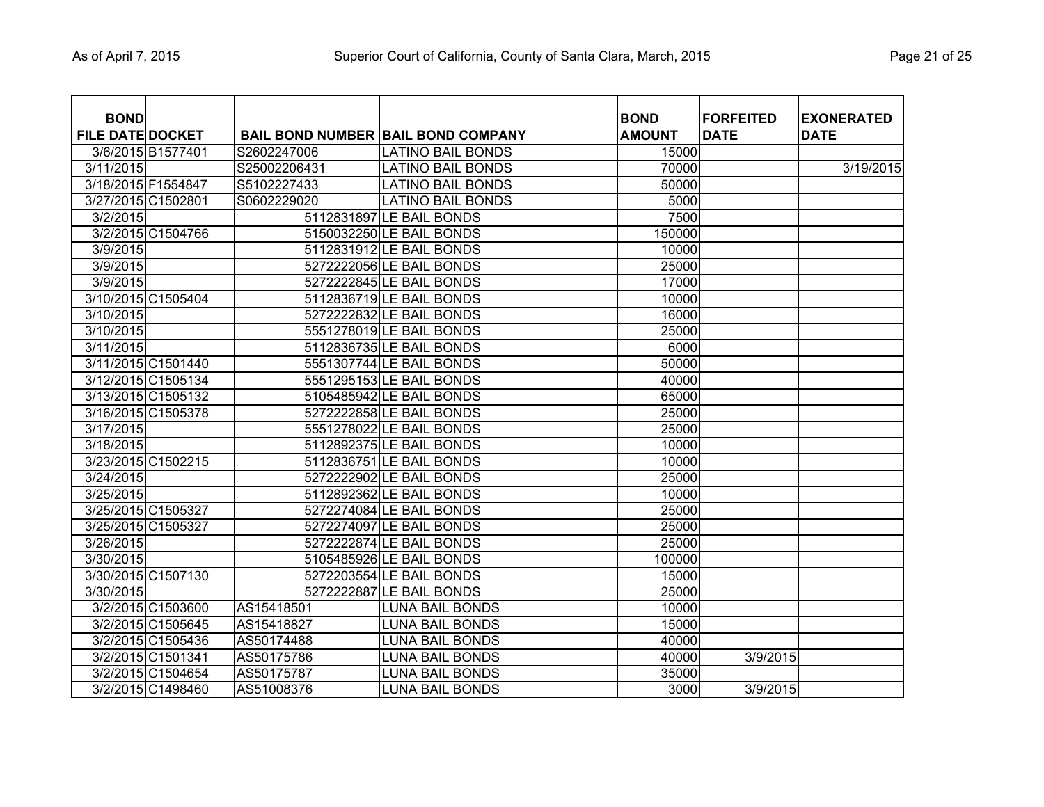| BOND FILE DATE | DOCKET | BAIL BOND NUMBER | BAIL BOND COMPANY | BOND AMOUNT | FORFEITED DATE | EXONERATED DATE |
|---|---|---|---|---|---|---|
| 3/6/2015 | B1577401 | S2602247006 | LATINO BAIL BONDS | 15000 | | |
| 3/11/2015 | | S25002206431 | LATINO BAIL BONDS | 70000 | | 3/19/2015 |
| 3/18/2015 | F1554847 | S5102227433 | LATINO BAIL BONDS | 50000 | | |
| 3/27/2015 | C1502801 | S0602229020 | LATINO BAIL BONDS | 5000 | | |
| 3/2/2015 | | 5112831897 | LE BAIL BONDS | 7500 | | |
| 3/2/2015 | C1504766 | 5150032250 | LE BAIL BONDS | 150000 | | |
| 3/9/2015 | | 5112831912 | LE BAIL BONDS | 10000 | | |
| 3/9/2015 | | 5272222056 | LE BAIL BONDS | 25000 | | |
| 3/9/2015 | | 5272222845 | LE BAIL BONDS | 17000 | | |
| 3/10/2015 | C1505404 | 5112836719 | LE BAIL BONDS | 10000 | | |
| 3/10/2015 | | 5272222832 | LE BAIL BONDS | 16000 | | |
| 3/10/2015 | | 5551278019 | LE BAIL BONDS | 25000 | | |
| 3/11/2015 | | 5112836735 | LE BAIL BONDS | 6000 | | |
| 3/11/2015 | C1501440 | 5551307744 | LE BAIL BONDS | 50000 | | |
| 3/12/2015 | C1505134 | 5551295153 | LE BAIL BONDS | 40000 | | |
| 3/13/2015 | C1505132 | 5105485942 | LE BAIL BONDS | 65000 | | |
| 3/16/2015 | C1505378 | 5272222858 | LE BAIL BONDS | 25000 | | |
| 3/17/2015 | | 5551278022 | LE BAIL BONDS | 25000 | | |
| 3/18/2015 | | 5112892375 | LE BAIL BONDS | 10000 | | |
| 3/23/2015 | C1502215 | 5112836751 | LE BAIL BONDS | 10000 | | |
| 3/24/2015 | | 5272222902 | LE BAIL BONDS | 25000 | | |
| 3/25/2015 | | 5112892362 | LE BAIL BONDS | 10000 | | |
| 3/25/2015 | C1505327 | 5272274084 | LE BAIL BONDS | 25000 | | |
| 3/25/2015 | C1505327 | 5272274097 | LE BAIL BONDS | 25000 | | |
| 3/26/2015 | | 5272222874 | LE BAIL BONDS | 25000 | | |
| 3/30/2015 | | 5105485926 | LE BAIL BONDS | 100000 | | |
| 3/30/2015 | C1507130 | 5272203554 | LE BAIL BONDS | 15000 | | |
| 3/30/2015 | | 5272222887 | LE BAIL BONDS | 25000 | | |
| 3/2/2015 | C1503600 | AS15418501 | LUNA BAIL BONDS | 10000 | | |
| 3/2/2015 | C1505645 | AS15418827 | LUNA BAIL BONDS | 15000 | | |
| 3/2/2015 | C1505436 | AS50174488 | LUNA BAIL BONDS | 40000 | | |
| 3/2/2015 | C1501341 | AS50175786 | LUNA BAIL BONDS | 40000 | 3/9/2015 | |
| 3/2/2015 | C1504654 | AS50175787 | LUNA BAIL BONDS | 35000 | | |
| 3/2/2015 | C1498460 | AS51008376 | LUNA BAIL BONDS | 3000 | 3/9/2015 | |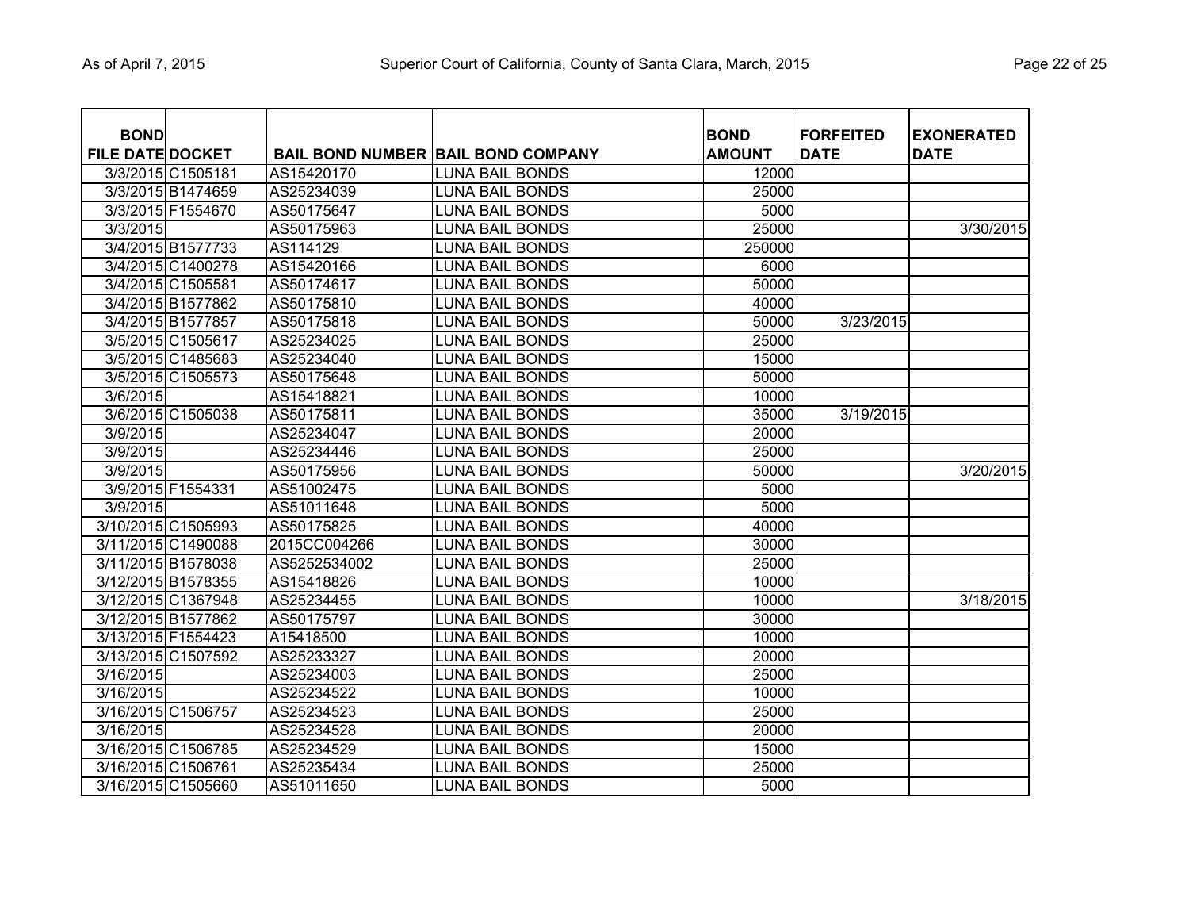| BOND FILE DATE | DOCKET | BAIL BOND NUMBER | BAIL BOND COMPANY | BOND AMOUNT | FORFEITED DATE | EXONERATED DATE |
|---|---|---|---|---|---|---|
| 3/3/2015 | C1505181 | AS15420170 | LUNA BAIL BONDS | 12000 | | |
| 3/3/2015 | B1474659 | AS25234039 | LUNA BAIL BONDS | 25000 | | |
| 3/3/2015 | F1554670 | AS50175647 | LUNA BAIL BONDS | 5000 | | |
| 3/3/2015 | | AS50175963 | LUNA BAIL BONDS | 25000 | | 3/30/2015 |
| 3/4/2015 | B1577733 | AS114129 | LUNA BAIL BONDS | 250000 | | |
| 3/4/2015 | C1400278 | AS15420166 | LUNA BAIL BONDS | 6000 | | |
| 3/4/2015 | C1505581 | AS50174617 | LUNA BAIL BONDS | 50000 | | |
| 3/4/2015 | B1577862 | AS50175810 | LUNA BAIL BONDS | 40000 | | |
| 3/4/2015 | B1577857 | AS50175818 | LUNA BAIL BONDS | 50000 | 3/23/2015 | |
| 3/5/2015 | C1505617 | AS25234025 | LUNA BAIL BONDS | 25000 | | |
| 3/5/2015 | C1485683 | AS25234040 | LUNA BAIL BONDS | 15000 | | |
| 3/5/2015 | C1505573 | AS50175648 | LUNA BAIL BONDS | 50000 | | |
| 3/6/2015 | | AS15418821 | LUNA BAIL BONDS | 10000 | | |
| 3/6/2015 | C1505038 | AS50175811 | LUNA BAIL BONDS | 35000 | 3/19/2015 | |
| 3/9/2015 | | AS25234047 | LUNA BAIL BONDS | 20000 | | |
| 3/9/2015 | | AS25234446 | LUNA BAIL BONDS | 25000 | | |
| 3/9/2015 | | AS50175956 | LUNA BAIL BONDS | 50000 | | 3/20/2015 |
| 3/9/2015 | F1554331 | AS51002475 | LUNA BAIL BONDS | 5000 | | |
| 3/9/2015 | | AS51011648 | LUNA BAIL BONDS | 5000 | | |
| 3/10/2015 | C1505993 | AS50175825 | LUNA BAIL BONDS | 40000 | | |
| 3/11/2015 | C1490088 | 2015CC004266 | LUNA BAIL BONDS | 30000 | | |
| 3/11/2015 | B1578038 | AS5252534002 | LUNA BAIL BONDS | 25000 | | |
| 3/12/2015 | B1578355 | AS15418826 | LUNA BAIL BONDS | 10000 | | |
| 3/12/2015 | C1367948 | AS25234455 | LUNA BAIL BONDS | 10000 | | 3/18/2015 |
| 3/12/2015 | B1577862 | AS50175797 | LUNA BAIL BONDS | 30000 | | |
| 3/13/2015 | F1554423 | A15418500 | LUNA BAIL BONDS | 10000 | | |
| 3/13/2015 | C1507592 | AS25233327 | LUNA BAIL BONDS | 20000 | | |
| 3/16/2015 | | AS25234003 | LUNA BAIL BONDS | 25000 | | |
| 3/16/2015 | | AS25234522 | LUNA BAIL BONDS | 10000 | | |
| 3/16/2015 | C1506757 | AS25234523 | LUNA BAIL BONDS | 25000 | | |
| 3/16/2015 | | AS25234528 | LUNA BAIL BONDS | 20000 | | |
| 3/16/2015 | C1506785 | AS25234529 | LUNA BAIL BONDS | 15000 | | |
| 3/16/2015 | C1506761 | AS25235434 | LUNA BAIL BONDS | 25000 | | |
| 3/16/2015 | C1505660 | AS51011650 | LUNA BAIL BONDS | 5000 | | |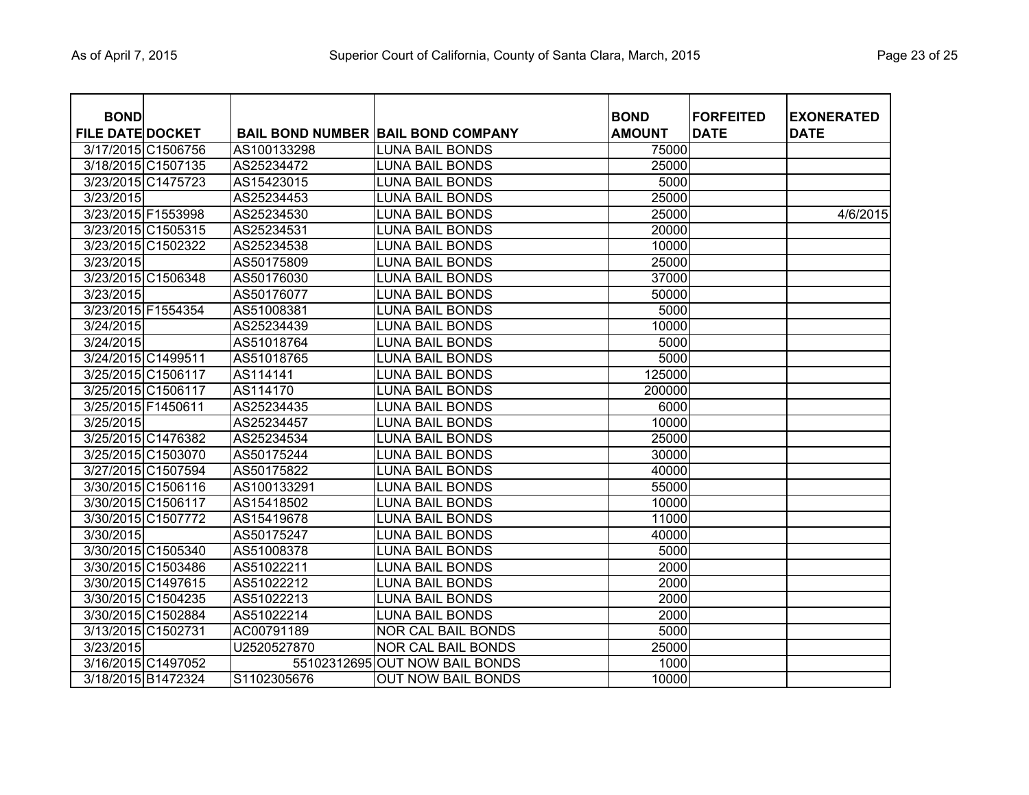| BOND FILE DATE | DOCKET | BAIL BOND NUMBER | BAIL BOND COMPANY | BOND AMOUNT | FORFEITED DATE | EXONERATED DATE |
|---|---|---|---|---|---|---|
| 3/17/2015 | C1506756 | AS100133298 | LUNA BAIL BONDS | 75000 | | |
| 3/18/2015 | C1507135 | AS25234472 | LUNA BAIL BONDS | 25000 | | |
| 3/23/2015 | C1475723 | AS15423015 | LUNA BAIL BONDS | 5000 | | |
| 3/23/2015 | | AS25234453 | LUNA BAIL BONDS | 25000 | | |
| 3/23/2015 | F1553998 | AS25234530 | LUNA BAIL BONDS | 25000 | | 4/6/2015 |
| 3/23/2015 | C1505315 | AS25234531 | LUNA BAIL BONDS | 20000 | | |
| 3/23/2015 | C1502322 | AS25234538 | LUNA BAIL BONDS | 10000 | | |
| 3/23/2015 | | AS50175809 | LUNA BAIL BONDS | 25000 | | |
| 3/23/2015 | C1506348 | AS50176030 | LUNA BAIL BONDS | 37000 | | |
| 3/23/2015 | | AS50176077 | LUNA BAIL BONDS | 50000 | | |
| 3/23/2015 | F1554354 | AS51008381 | LUNA BAIL BONDS | 5000 | | |
| 3/24/2015 | | AS25234439 | LUNA BAIL BONDS | 10000 | | |
| 3/24/2015 | | AS51018764 | LUNA BAIL BONDS | 5000 | | |
| 3/24/2015 | C1499511 | AS51018765 | LUNA BAIL BONDS | 5000 | | |
| 3/25/2015 | C1506117 | AS114141 | LUNA BAIL BONDS | 125000 | | |
| 3/25/2015 | C1506117 | AS114170 | LUNA BAIL BONDS | 200000 | | |
| 3/25/2015 | F1450611 | AS25234435 | LUNA BAIL BONDS | 6000 | | |
| 3/25/2015 | | AS25234457 | LUNA BAIL BONDS | 10000 | | |
| 3/25/2015 | C1476382 | AS25234534 | LUNA BAIL BONDS | 25000 | | |
| 3/25/2015 | C1503070 | AS50175244 | LUNA BAIL BONDS | 30000 | | |
| 3/27/2015 | C1507594 | AS50175822 | LUNA BAIL BONDS | 40000 | | |
| 3/30/2015 | C1506116 | AS100133291 | LUNA BAIL BONDS | 55000 | | |
| 3/30/2015 | C1506117 | AS15418502 | LUNA BAIL BONDS | 10000 | | |
| 3/30/2015 | C1507772 | AS15419678 | LUNA BAIL BONDS | 11000 | | |
| 3/30/2015 | | AS50175247 | LUNA BAIL BONDS | 40000 | | |
| 3/30/2015 | C1505340 | AS51008378 | LUNA BAIL BONDS | 5000 | | |
| 3/30/2015 | C1503486 | AS51022211 | LUNA BAIL BONDS | 2000 | | |
| 3/30/2015 | C1497615 | AS51022212 | LUNA BAIL BONDS | 2000 | | |
| 3/30/2015 | C1504235 | AS51022213 | LUNA BAIL BONDS | 2000 | | |
| 3/30/2015 | C1502884 | AS51022214 | LUNA BAIL BONDS | 2000 | | |
| 3/13/2015 | C1502731 | AC00791189 | NOR CAL BAIL BONDS | 5000 | | |
| 3/23/2015 | | U2520527870 | NOR CAL BAIL BONDS | 25000 | | |
| 3/16/2015 | C1497052 | 55102312695 | OUT NOW BAIL BONDS | 1000 | | |
| 3/18/2015 | B1472324 | S1102305676 | OUT NOW BAIL BONDS | 10000 | | |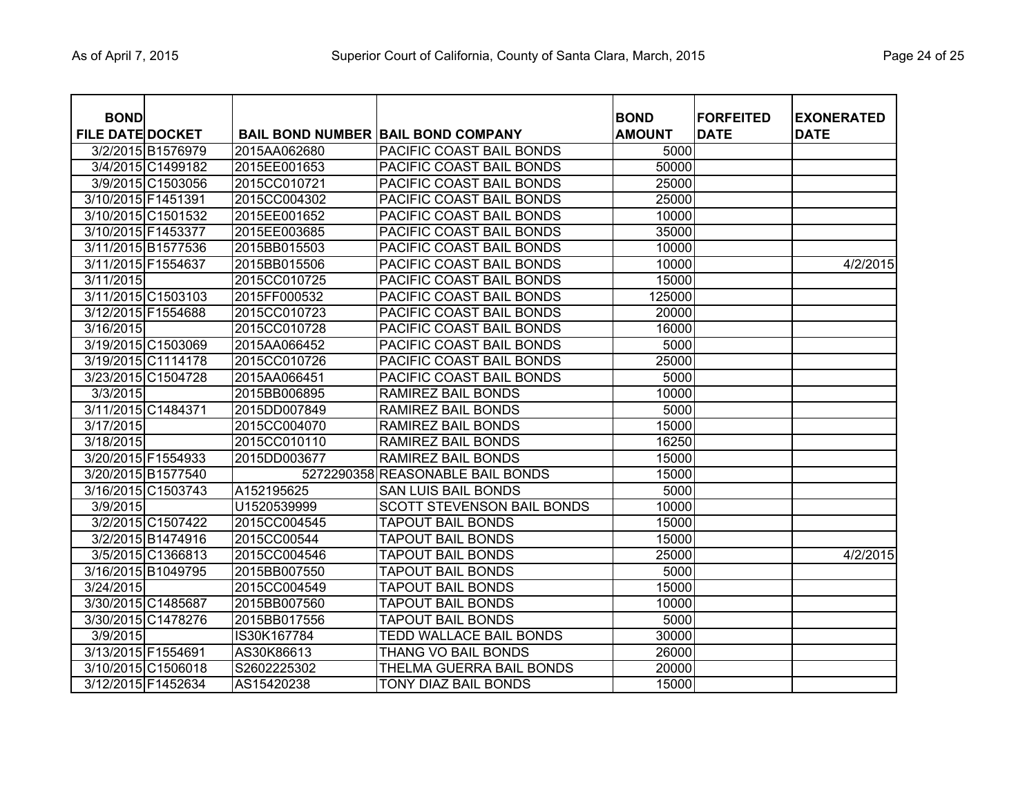| BOND FILE DATE | DOCKET | BAIL BOND NUMBER | BAIL BOND COMPANY | BOND AMOUNT | FORFEITED DATE | EXONERATED DATE |
|---|---|---|---|---|---|---|
| 3/2/2015 | B1576979 | 2015AA062680 | PACIFIC COAST BAIL BONDS | 5000 | | |
| 3/4/2015 | C1499182 | 2015EE001653 | PACIFIC COAST BAIL BONDS | 50000 | | |
| 3/9/2015 | C1503056 | 2015CC010721 | PACIFIC COAST BAIL BONDS | 25000 | | |
| 3/10/2015 | F1451391 | 2015CC004302 | PACIFIC COAST BAIL BONDS | 25000 | | |
| 3/10/2015 | C1501532 | 2015EE001652 | PACIFIC COAST BAIL BONDS | 10000 | | |
| 3/10/2015 | F1453377 | 2015EE003685 | PACIFIC COAST BAIL BONDS | 35000 | | |
| 3/11/2015 | B1577536 | 2015BB015503 | PACIFIC COAST BAIL BONDS | 10000 | | |
| 3/11/2015 | F1554637 | 2015BB015506 | PACIFIC COAST BAIL BONDS | 10000 | | 4/2/2015 |
| 3/11/2015 | | 2015CC010725 | PACIFIC COAST BAIL BONDS | 15000 | | |
| 3/11/2015 | C1503103 | 2015FF000532 | PACIFIC COAST BAIL BONDS | 125000 | | |
| 3/12/2015 | F1554688 | 2015CC010723 | PACIFIC COAST BAIL BONDS | 20000 | | |
| 3/16/2015 | | 2015CC010728 | PACIFIC COAST BAIL BONDS | 16000 | | |
| 3/19/2015 | C1503069 | 2015AA066452 | PACIFIC COAST BAIL BONDS | 5000 | | |
| 3/19/2015 | C1114178 | 2015CC010726 | PACIFIC COAST BAIL BONDS | 25000 | | |
| 3/23/2015 | C1504728 | 2015AA066451 | PACIFIC COAST BAIL BONDS | 5000 | | |
| 3/3/2015 | | 2015BB006895 | RAMIREZ BAIL BONDS | 10000 | | |
| 3/11/2015 | C1484371 | 2015DD007849 | RAMIREZ BAIL BONDS | 5000 | | |
| 3/17/2015 | | 2015CC004070 | RAMIREZ BAIL BONDS | 15000 | | |
| 3/18/2015 | | 2015CC010110 | RAMIREZ BAIL BONDS | 16250 | | |
| 3/20/2015 | F1554933 | 2015DD003677 | RAMIREZ BAIL BONDS | 15000 | | |
| 3/20/2015 | B1577540 | 5272290358 | REASONABLE BAIL BONDS | 15000 | | |
| 3/16/2015 | C1503743 | A152195625 | SAN LUIS BAIL BONDS | 5000 | | |
| 3/9/2015 | | U1520539999 | SCOTT STEVENSON BAIL BONDS | 10000 | | |
| 3/2/2015 | C1507422 | 2015CC004545 | TAPOUT BAIL BONDS | 15000 | | |
| 3/2/2015 | B1474916 | 2015CC00544 | TAPOUT BAIL BONDS | 15000 | | |
| 3/5/2015 | C1366813 | 2015CC004546 | TAPOUT BAIL BONDS | 25000 | | 4/2/2015 |
| 3/16/2015 | B1049795 | 2015BB007550 | TAPOUT BAIL BONDS | 5000 | | |
| 3/24/2015 | | 2015CC004549 | TAPOUT BAIL BONDS | 15000 | | |
| 3/30/2015 | C1485687 | 2015BB007560 | TAPOUT BAIL BONDS | 10000 | | |
| 3/30/2015 | C1478276 | 2015BB017556 | TAPOUT BAIL BONDS | 5000 | | |
| 3/9/2015 | | IS30K167784 | TEDD WALLACE BAIL BONDS | 30000 | | |
| 3/13/2015 | F1554691 | AS30K86613 | THANG VO BAIL BONDS | 26000 | | |
| 3/10/2015 | C1506018 | S2602225302 | THELMA GUERRA BAIL BONDS | 20000 | | |
| 3/12/2015 | F1452634 | AS15420238 | TONY DIAZ BAIL BONDS | 15000 | | |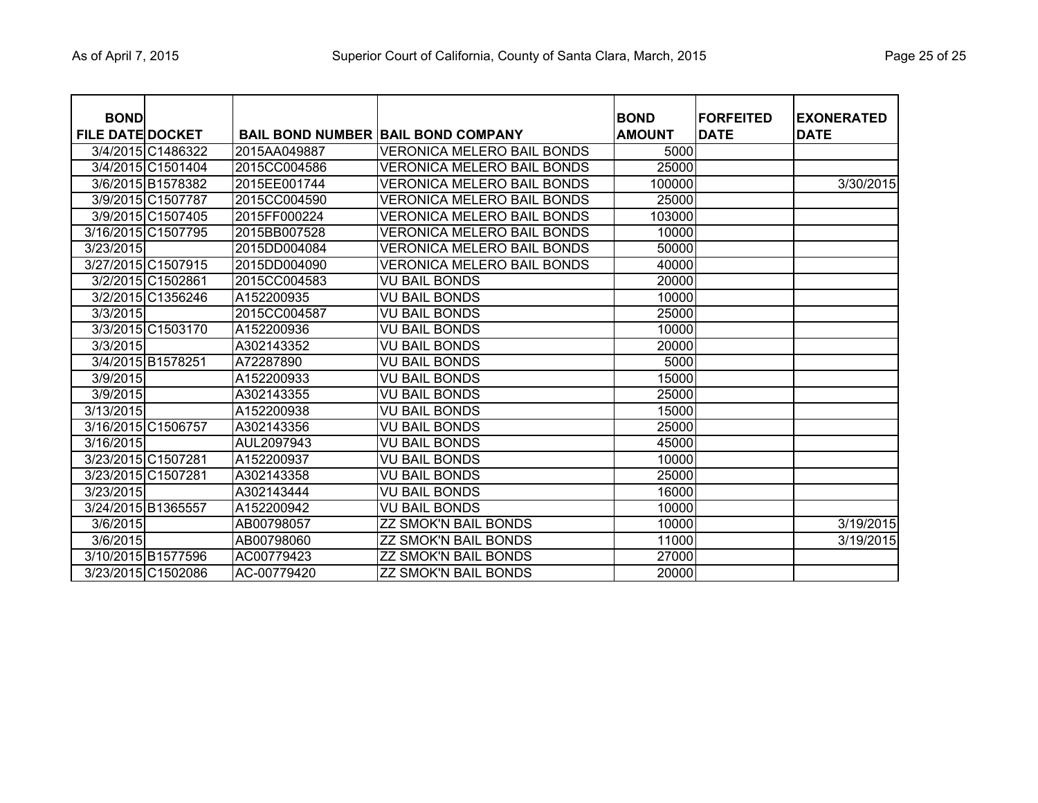| BOND FILE DATE | DOCKET | BAIL BOND NUMBER | BAIL BOND COMPANY | BOND AMOUNT | FORFEITED DATE | EXONERATED DATE |
|---|---|---|---|---|---|---|
| 3/4/2015 | C1486322 | 2015AA049887 | VERONICA MELERO BAIL BONDS | 5000 | | |
| 3/4/2015 | C1501404 | 2015CC004586 | VERONICA MELERO BAIL BONDS | 25000 | | |
| 3/6/2015 | B1578382 | 2015EE001744 | VERONICA MELERO BAIL BONDS | 100000 | | 3/30/2015 |
| 3/9/2015 | C1507787 | 2015CC004590 | VERONICA MELERO BAIL BONDS | 25000 | | |
| 3/9/2015 | C1507405 | 2015FF000224 | VERONICA MELERO BAIL BONDS | 103000 | | |
| 3/16/2015 | C1507795 | 2015BB007528 | VERONICA MELERO BAIL BONDS | 10000 | | |
| 3/23/2015 | | 2015DD004084 | VERONICA MELERO BAIL BONDS | 50000 | | |
| 3/27/2015 | C1507915 | 2015DD004090 | VERONICA MELERO BAIL BONDS | 40000 | | |
| 3/2/2015 | C1502861 | 2015CC004583 | VU BAIL BONDS | 20000 | | |
| 3/2/2015 | C1356246 | A152200935 | VU BAIL BONDS | 10000 | | |
| 3/3/2015 | | 2015CC004587 | VU BAIL BONDS | 25000 | | |
| 3/3/2015 | C1503170 | A152200936 | VU BAIL BONDS | 10000 | | |
| 3/3/2015 | | A302143352 | VU BAIL BONDS | 20000 | | |
| 3/4/2015 | B1578251 | A72287890 | VU BAIL BONDS | 5000 | | |
| 3/9/2015 | | A152200933 | VU BAIL BONDS | 15000 | | |
| 3/9/2015 | | A302143355 | VU BAIL BONDS | 25000 | | |
| 3/13/2015 | | A152200938 | VU BAIL BONDS | 15000 | | |
| 3/16/2015 | C1506757 | A302143356 | VU BAIL BONDS | 25000 | | |
| 3/16/2015 | | AUL2097943 | VU BAIL BONDS | 45000 | | |
| 3/23/2015 | C1507281 | A152200937 | VU BAIL BONDS | 10000 | | |
| 3/23/2015 | C1507281 | A302143358 | VU BAIL BONDS | 25000 | | |
| 3/23/2015 | | A302143444 | VU BAIL BONDS | 16000 | | |
| 3/24/2015 | B1365557 | A152200942 | VU BAIL BONDS | 10000 | | |
| 3/6/2015 | | AB00798057 | ZZ SMOK'N BAIL BONDS | 10000 | | 3/19/2015 |
| 3/6/2015 | | AB00798060 | ZZ SMOK'N BAIL BONDS | 11000 | | 3/19/2015 |
| 3/10/2015 | B1577596 | AC00779423 | ZZ SMOK'N BAIL BONDS | 27000 | | |
| 3/23/2015 | C1502086 | AC-00779420 | ZZ SMOK'N BAIL BONDS | 20000 | | |